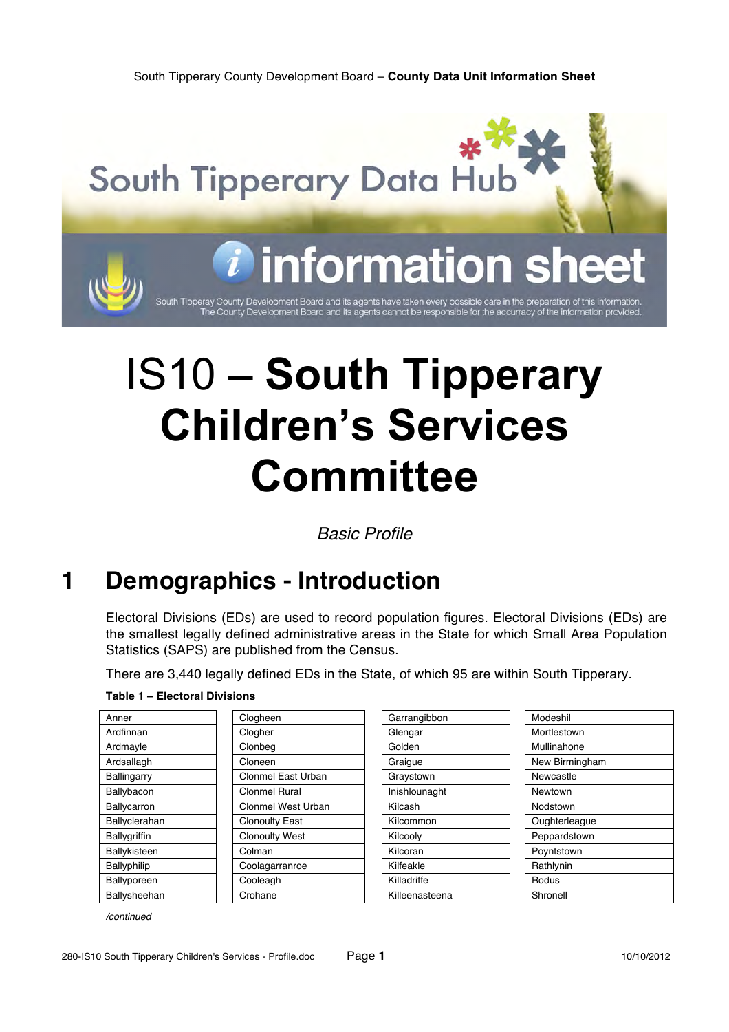South Tipperary Data Hub

information sheet

South Tipperary County Development Board and its agents have taken every possible care in the preparation of this information. The County Development Board and its agents cannot be responsible for the accuracy of the information provided.

# IS10 – South Tipperary Children's Services Committee

*Basic Profile*

## 1 Demographics - Introduction

Electoral Divisions (EDs) are used to record population figures. Electoral Divisions (EDs) are the smallest legally defined administrative areas in the State for which Small Area Population Statistics (SAPS) are published from the Census.

There are 3,440 legally defined EDs in the State, of which 95 are within South Tipperary.

**Table 1 – Electoral Divisions**

| | | | |
|---|---|---|---|
| Anner | Clogheen | Garrangibbon | Modeshil |
| Ardfinnan | Clogher | Glengar | Mortlestown |
| Ardmayle | Clonbeg | Golden | Mullinahone |
| Ardsallagh | Cloneen | Graigue | New Birmingham |
| Ballingarry | Clonmel East Urban | Graystown | Newcastle |
| Ballybacon | Clonmel Rural | Inishlounaght | Newtown |
| Ballycarron | Clonmel West Urban | Kilcash | Nodstown |
| Ballyclerahan | Clonoulty East | Kilcommon | Oughterleague |
| Ballygriffin | Clonoulty West | Kilcooly | Peppardstown |
| Ballykisteen | Colman | Kilcoran | Poyntstown |
| Ballyphilip | Coolagarranroe | Kilfeakle | Rathlynin |
| Ballyporeen | Cooleagh | Killadriffe | Rodus |
| Ballysheehan | Crohane | Killeenasteena | Shronell |

*/continued*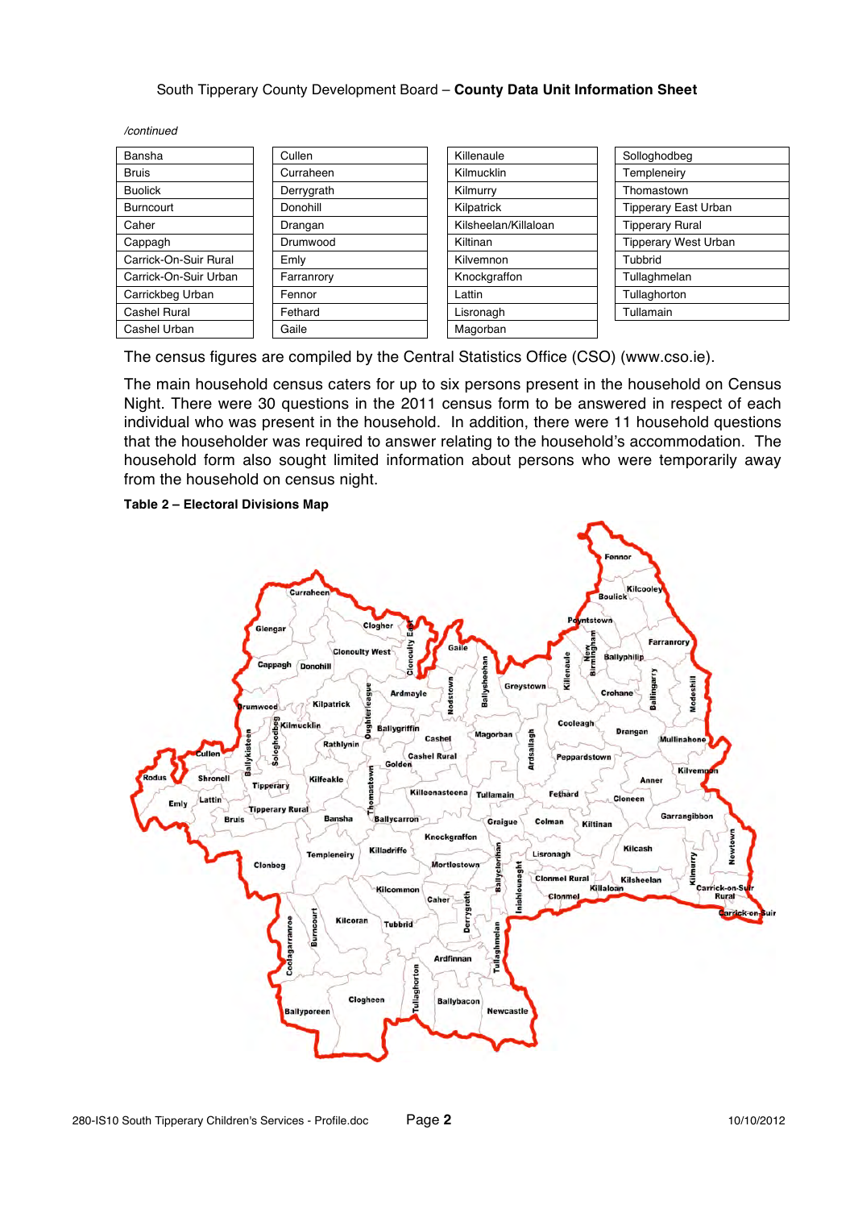*/continued*

| | | | |
|---|---|---|---|
| Bansha | Cullen | Killenaule | Solloghodbeg |
| Bruis | Curraheen | Kilmucklin | Templeneiry |
| Buolick | Derrygrath | Kilmurry | Thomastown |
| Burncourt | Donohill | Kilpatrick | Tipperary East Urban |
| Caher | Drangan | Kilsheelan/Killaloan | Tipperary Rural |
| Cappagh | Drumwood | Kiltinan | Tipperary West Urban |
| Carrick-On-Suir Rural | Emly | Kilvemnon | Tubbrid |
| Carrick-On-Suir Urban | Farranrory | Knockgraffon | Tullaghmelan |
| Carrickbeg Urban | Fennor | Lattin | Tullaghorton |
| Cashel Rural | Fethard | Lisronagh | Tullamain |
| Cashel Urban | Gaile | Magorban | |

The census figures are compiled by the Central Statistics Office (CSO) (www.cso.ie).

The main household census caters for up to six persons present in the household on Census Night. There were 30 questions in the 2011 census form to be answered in respect of each individual who was present in the household. In addition, there were 11 household questions that the householder was required to answer relating to the household's accommodation. The household form also sought limited information about persons who were temporarily away from the household on census night.

**Table 2 – Electoral Divisions Map**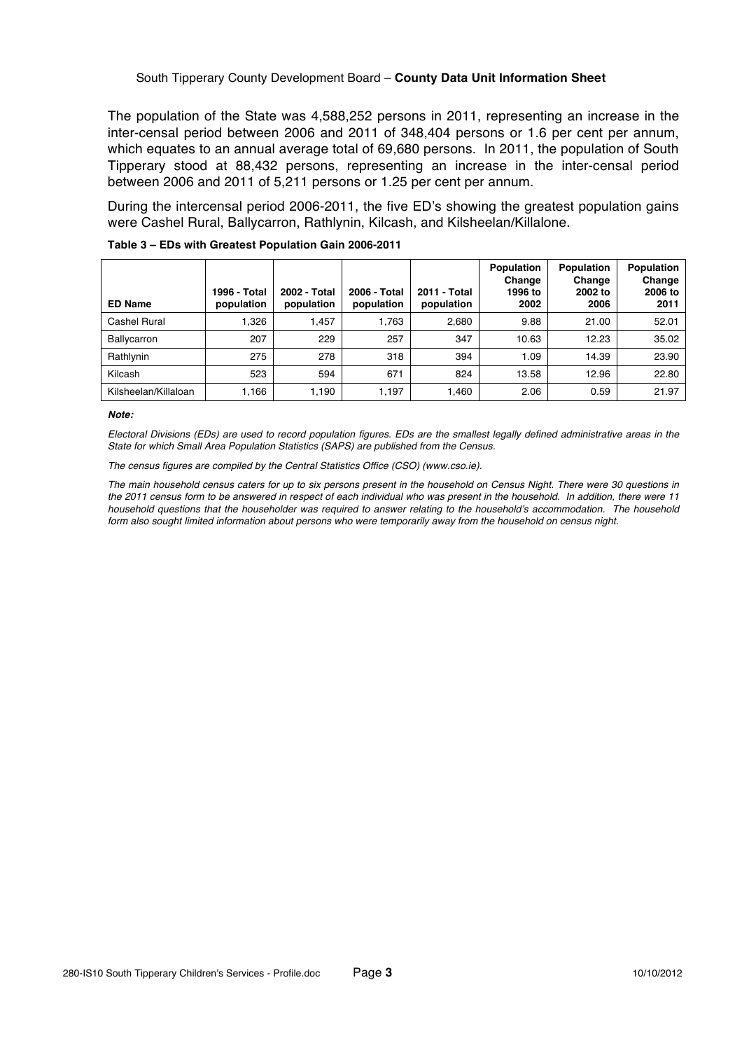The population of the State was 4,588,252 persons in 2011, representing an increase in the inter-censal period between 2006 and 2011 of 348,404 persons or 1.6 per cent per annum, which equates to an annual average total of 69,680 persons. In 2011, the population of South Tipperary stood at 88,432 persons, representing an increase in the inter-censal period between 2006 and 2011 of 5,211 persons or 1.25 per cent per annum.

During the intercensal period 2006-2011, the five ED's showing the greatest population gains were Cashel Rural, Ballycarron, Rathlynin, Kilcash, and Kilsheelan/Killalone.

**Table 3 – EDs with Greatest Population Gain 2006-2011**

| ED Name | 1996 - Total population | 2002 - Total population | 2006 - Total population | 2011 - Total population | Population Change 1996 to 2002 | Population Change 2002 to 2006 | Population Change 2006 to 2011 |
|---|---|---|---|---|---|---|---|
| Cashel Rural | 1,326 | 1,457 | 1,763 | 2,680 | 9.88 | 21.00 | 52.01 |
| Ballycarron | 207 | 229 | 257 | 347 | 10.63 | 12.23 | 35.02 |
| Rathlynin | 275 | 278 | 318 | 394 | 1.09 | 14.39 | 23.90 |
| Kilcash | 523 | 594 | 671 | 824 | 13.58 | 12.96 | 22.80 |
| Kilsheelan/Killaloan | 1,166 | 1,190 | 1,197 | 1,460 | 2.06 | 0.59 | 21.97 |

***Note:***

*Electoral Divisions (EDs) are used to record population figures. EDs are the smallest legally defined administrative areas in the State for which Small Area Population Statistics (SAPS) are published from the Census.*

*The census figures are compiled by the Central Statistics Office (CSO) (www.cso.ie).*

*The main household census caters for up to six persons present in the household on Census Night. There were 30 questions in the 2011 census form to be answered in respect of each individual who was present in the household. In addition, there were 11 household questions that the householder was required to answer relating to the household's accommodation. The household form also sought limited information about persons who were temporarily away from the household on census night.*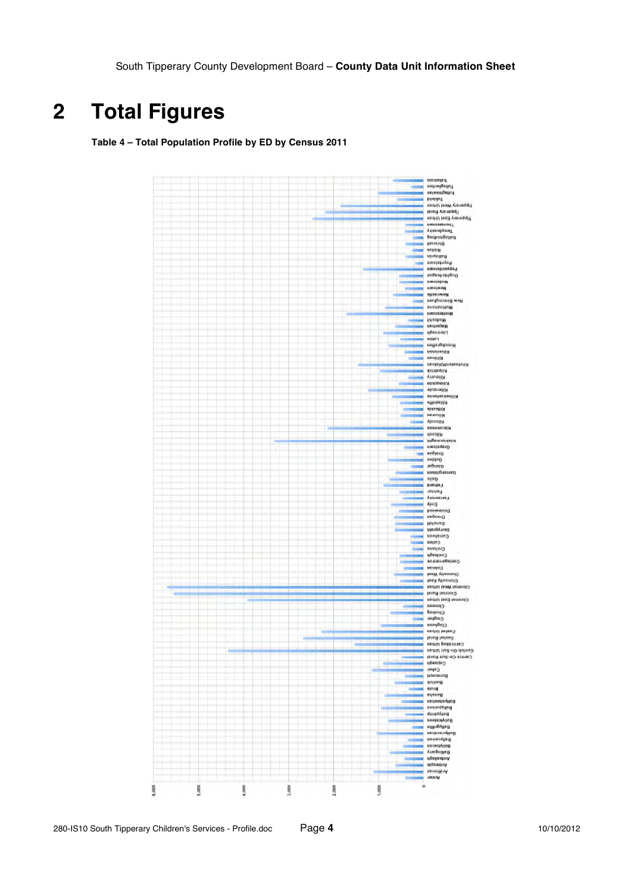# 2 Total Figures

**Table 4 – Total Population Profile by ED by Census 2011**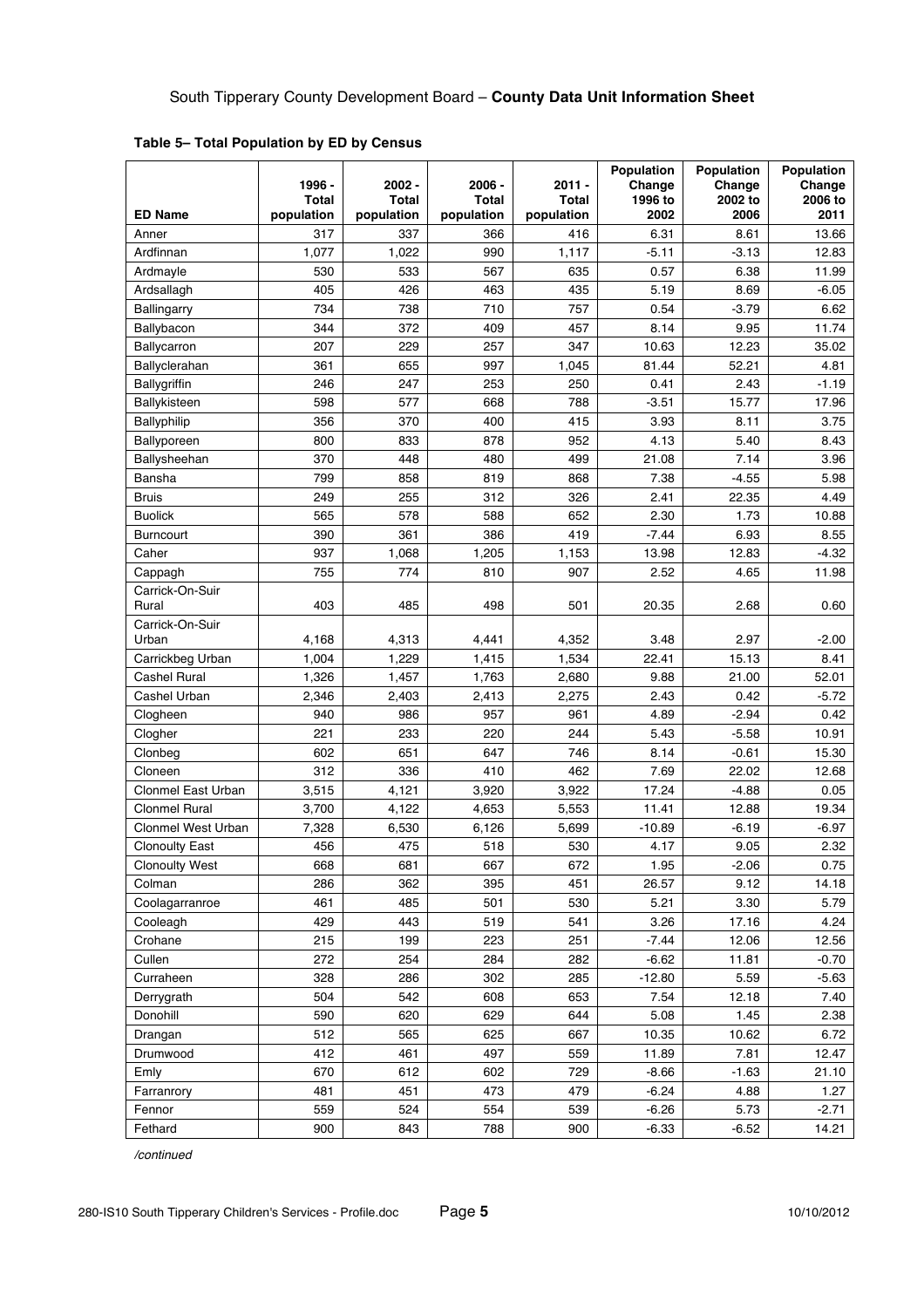South Tipperary County Development Board – **County Data Unit Information Sheet**

**Table 5– Total Population by ED by Census**

| ED Name | 1996 - Total population | 2002 - Total population | 2006 - Total population | 2011 - Total population | Population Change 1996 to 2002 | Population Change 2002 to 2006 | Population Change 2006 to 2011 |
|---|---|---|---|---|---|---|---|
| Anner | 317 | 337 | 366 | 416 | 6.31 | 8.61 | 13.66 |
| Ardfinnan | 1,077 | 1,022 | 990 | 1,117 | -5.11 | -3.13 | 12.83 |
| Ardmayle | 530 | 533 | 567 | 635 | 0.57 | 6.38 | 11.99 |
| Ardsallagh | 405 | 426 | 463 | 435 | 5.19 | 8.69 | -6.05 |
| Ballingarry | 734 | 738 | 710 | 757 | 0.54 | -3.79 | 6.62 |
| Ballybacon | 344 | 372 | 409 | 457 | 8.14 | 9.95 | 11.74 |
| Ballycarron | 207 | 229 | 257 | 347 | 10.63 | 12.23 | 35.02 |
| Ballyclerahan | 361 | 655 | 997 | 1,045 | 81.44 | 52.21 | 4.81 |
| Ballygriffin | 246 | 247 | 253 | 250 | 0.41 | 2.43 | -1.19 |
| Ballykisteen | 598 | 577 | 668 | 788 | -3.51 | 15.77 | 17.96 |
| Ballyphilip | 356 | 370 | 400 | 415 | 3.93 | 8.11 | 3.75 |
| Ballyporeen | 800 | 833 | 878 | 952 | 4.13 | 5.40 | 8.43 |
| Ballysheehan | 370 | 448 | 480 | 499 | 21.08 | 7.14 | 3.96 |
| Bansha | 799 | 858 | 819 | 868 | 7.38 | -4.55 | 5.98 |
| Bruis | 249 | 255 | 312 | 326 | 2.41 | 22.35 | 4.49 |
| Buolick | 565 | 578 | 588 | 652 | 2.30 | 1.73 | 10.88 |
| Burncourt | 390 | 361 | 386 | 419 | -7.44 | 6.93 | 8.55 |
| Caher | 937 | 1,068 | 1,205 | 1,153 | 13.98 | 12.83 | -4.32 |
| Cappagh | 755 | 774 | 810 | 907 | 2.52 | 4.65 | 11.98 |
| Carrick-On-Suir Rural | 403 | 485 | 498 | 501 | 20.35 | 2.68 | 0.60 |
| Carrick-On-Suir Urban | 4,168 | 4,313 | 4,441 | 4,352 | 3.48 | 2.97 | -2.00 |
| Carrickbeg Urban | 1,004 | 1,229 | 1,415 | 1,534 | 22.41 | 15.13 | 8.41 |
| Cashel Rural | 1,326 | 1,457 | 1,763 | 2,680 | 9.88 | 21.00 | 52.01 |
| Cashel Urban | 2,346 | 2,403 | 2,413 | 2,275 | 2.43 | 0.42 | -5.72 |
| Clogheen | 940 | 986 | 957 | 961 | 4.89 | -2.94 | 0.42 |
| Clogher | 221 | 233 | 220 | 244 | 5.43 | -5.58 | 10.91 |
| Clonbeg | 602 | 651 | 647 | 746 | 8.14 | -0.61 | 15.30 |
| Cloneen | 312 | 336 | 410 | 462 | 7.69 | 22.02 | 12.68 |
| Clonmel East Urban | 3,515 | 4,121 | 3,920 | 3,922 | 17.24 | -4.88 | 0.05 |
| Clonmel Rural | 3,700 | 4,122 | 4,653 | 5,553 | 11.41 | 12.88 | 19.34 |
| Clonmel West Urban | 7,328 | 6,530 | 6,126 | 5,699 | -10.89 | -6.19 | -6.97 |
| Clonoulty East | 456 | 475 | 518 | 530 | 4.17 | 9.05 | 2.32 |
| Clonoulty West | 668 | 681 | 667 | 672 | 1.95 | -2.06 | 0.75 |
| Colman | 286 | 362 | 395 | 451 | 26.57 | 9.12 | 14.18 |
| Coolagarranroe | 461 | 485 | 501 | 530 | 5.21 | 3.30 | 5.79 |
| Cooleagh | 429 | 443 | 519 | 541 | 3.26 | 17.16 | 4.24 |
| Crohane | 215 | 199 | 223 | 251 | -7.44 | 12.06 | 12.56 |
| Cullen | 272 | 254 | 284 | 282 | -6.62 | 11.81 | -0.70 |
| Curraheen | 328 | 286 | 302 | 285 | -12.80 | 5.59 | -5.63 |
| Derrygrath | 504 | 542 | 608 | 653 | 7.54 | 12.18 | 7.40 |
| Donohill | 590 | 620 | 629 | 644 | 5.08 | 1.45 | 2.38 |
| Drangan | 512 | 565 | 625 | 667 | 10.35 | 10.62 | 6.72 |
| Drumwood | 412 | 461 | 497 | 559 | 11.89 | 7.81 | 12.47 |
| Emly | 670 | 612 | 602 | 729 | -8.66 | -1.63 | 21.10 |
| Farranrory | 481 | 451 | 473 | 479 | -6.24 | 4.88 | 1.27 |
| Fennor | 559 | 524 | 554 | 539 | -6.26 | 5.73 | -2.71 |
| Fethard | 900 | 843 | 788 | 900 | -6.33 | -6.52 | 14.21 |

*/continued*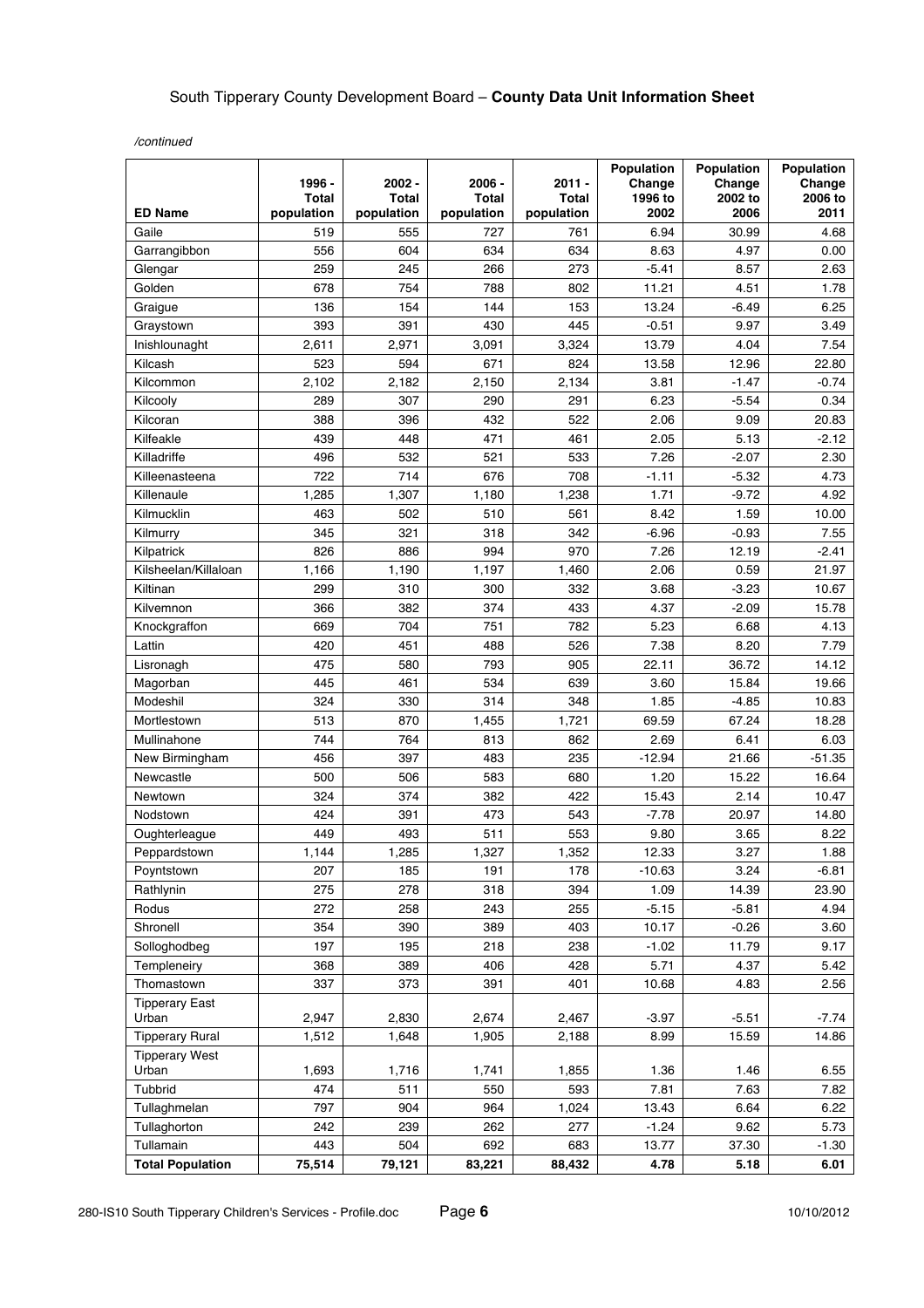*/continued*

| ED Name | 1996 - Total population | 2002 - Total population | 2006 - Total population | 2011 - Total population | Population Change 1996 to 2002 | Population Change 2002 to 2006 | Population Change 2006 to 2011 |
|---|---|---|---|---|---|---|---|
| Gaile | 519 | 555 | 727 | 761 | 6.94 | 30.99 | 4.68 |
| Garrangibbon | 556 | 604 | 634 | 634 | 8.63 | 4.97 | 0.00 |
| Glengar | 259 | 245 | 266 | 273 | -5.41 | 8.57 | 2.63 |
| Golden | 678 | 754 | 788 | 802 | 11.21 | 4.51 | 1.78 |
| Graigue | 136 | 154 | 144 | 153 | 13.24 | -6.49 | 6.25 |
| Graystown | 393 | 391 | 430 | 445 | -0.51 | 9.97 | 3.49 |
| Inishlounaght | 2,611 | 2,971 | 3,091 | 3,324 | 13.79 | 4.04 | 7.54 |
| Kilcash | 523 | 594 | 671 | 824 | 13.58 | 12.96 | 22.80 |
| Kilcommon | 2,102 | 2,182 | 2,150 | 2,134 | 3.81 | -1.47 | -0.74 |
| Kilcooly | 289 | 307 | 290 | 291 | 6.23 | -5.54 | 0.34 |
| Kilcoran | 388 | 396 | 432 | 522 | 2.06 | 9.09 | 20.83 |
| Kilfeakle | 439 | 448 | 471 | 461 | 2.05 | 5.13 | -2.12 |
| Killadriffe | 496 | 532 | 521 | 533 | 7.26 | -2.07 | 2.30 |
| Killeenasteena | 722 | 714 | 676 | 708 | -1.11 | -5.32 | 4.73 |
| Killenaule | 1,285 | 1,307 | 1,180 | 1,238 | 1.71 | -9.72 | 4.92 |
| Kilmucklin | 463 | 502 | 510 | 561 | 8.42 | 1.59 | 10.00 |
| Kilmurry | 345 | 321 | 318 | 342 | -6.96 | -0.93 | 7.55 |
| Kilpatrick | 826 | 886 | 994 | 970 | 7.26 | 12.19 | -2.41 |
| Kilsheelan/Killaloan | 1,166 | 1,190 | 1,197 | 1,460 | 2.06 | 0.59 | 21.97 |
| Kiltinan | 299 | 310 | 300 | 332 | 3.68 | -3.23 | 10.67 |
| Kilvemnon | 366 | 382 | 374 | 433 | 4.37 | -2.09 | 15.78 |
| Knockgraffon | 669 | 704 | 751 | 782 | 5.23 | 6.68 | 4.13 |
| Lattin | 420 | 451 | 488 | 526 | 7.38 | 8.20 | 7.79 |
| Lisronagh | 475 | 580 | 793 | 905 | 22.11 | 36.72 | 14.12 |
| Magorban | 445 | 461 | 534 | 639 | 3.60 | 15.84 | 19.66 |
| Modeshil | 324 | 330 | 314 | 348 | 1.85 | -4.85 | 10.83 |
| Mortlestown | 513 | 870 | 1,455 | 1,721 | 69.59 | 67.24 | 18.28 |
| Mullinahone | 744 | 764 | 813 | 862 | 2.69 | 6.41 | 6.03 |
| New Birmingham | 456 | 397 | 483 | 235 | -12.94 | 21.66 | -51.35 |
| Newcastle | 500 | 506 | 583 | 680 | 1.20 | 15.22 | 16.64 |
| Newtown | 324 | 374 | 382 | 422 | 15.43 | 2.14 | 10.47 |
| Nodstown | 424 | 391 | 473 | 543 | -7.78 | 20.97 | 14.80 |
| Oughterleague | 449 | 493 | 511 | 553 | 9.80 | 3.65 | 8.22 |
| Peppardstown | 1,144 | 1,285 | 1,327 | 1,352 | 12.33 | 3.27 | 1.88 |
| Poyntstown | 207 | 185 | 191 | 178 | -10.63 | 3.24 | -6.81 |
| Rathlynin | 275 | 278 | 318 | 394 | 1.09 | 14.39 | 23.90 |
| Rodus | 272 | 258 | 243 | 255 | -5.15 | -5.81 | 4.94 |
| Shronell | 354 | 390 | 389 | 403 | 10.17 | -0.26 | 3.60 |
| Solloghodbeg | 197 | 195 | 218 | 238 | -1.02 | 11.79 | 9.17 |
| Templeneiry | 368 | 389 | 406 | 428 | 5.71 | 4.37 | 5.42 |
| Thomastown | 337 | 373 | 391 | 401 | 10.68 | 4.83 | 2.56 |
| Tipperary East Urban | 2,947 | 2,830 | 2,674 | 2,467 | -3.97 | -5.51 | -7.74 |
| Tipperary Rural | 1,512 | 1,648 | 1,905 | 2,188 | 8.99 | 15.59 | 14.86 |
| Tipperary West Urban | 1,693 | 1,716 | 1,741 | 1,855 | 1.36 | 1.46 | 6.55 |
| Tubbrid | 474 | 511 | 550 | 593 | 7.81 | 7.63 | 7.82 |
| Tullaghmelan | 797 | 904 | 964 | 1,024 | 13.43 | 6.64 | 6.22 |
| Tullaghorton | 242 | 239 | 262 | 277 | -1.24 | 9.62 | 5.73 |
| Tullamain | 443 | 504 | 692 | 683 | 13.77 | 37.30 | -1.30 |
| **Total Population** | **75,514** | **79,121** | **83,221** | **88,432** | **4.78** | **5.18** | **6.01** |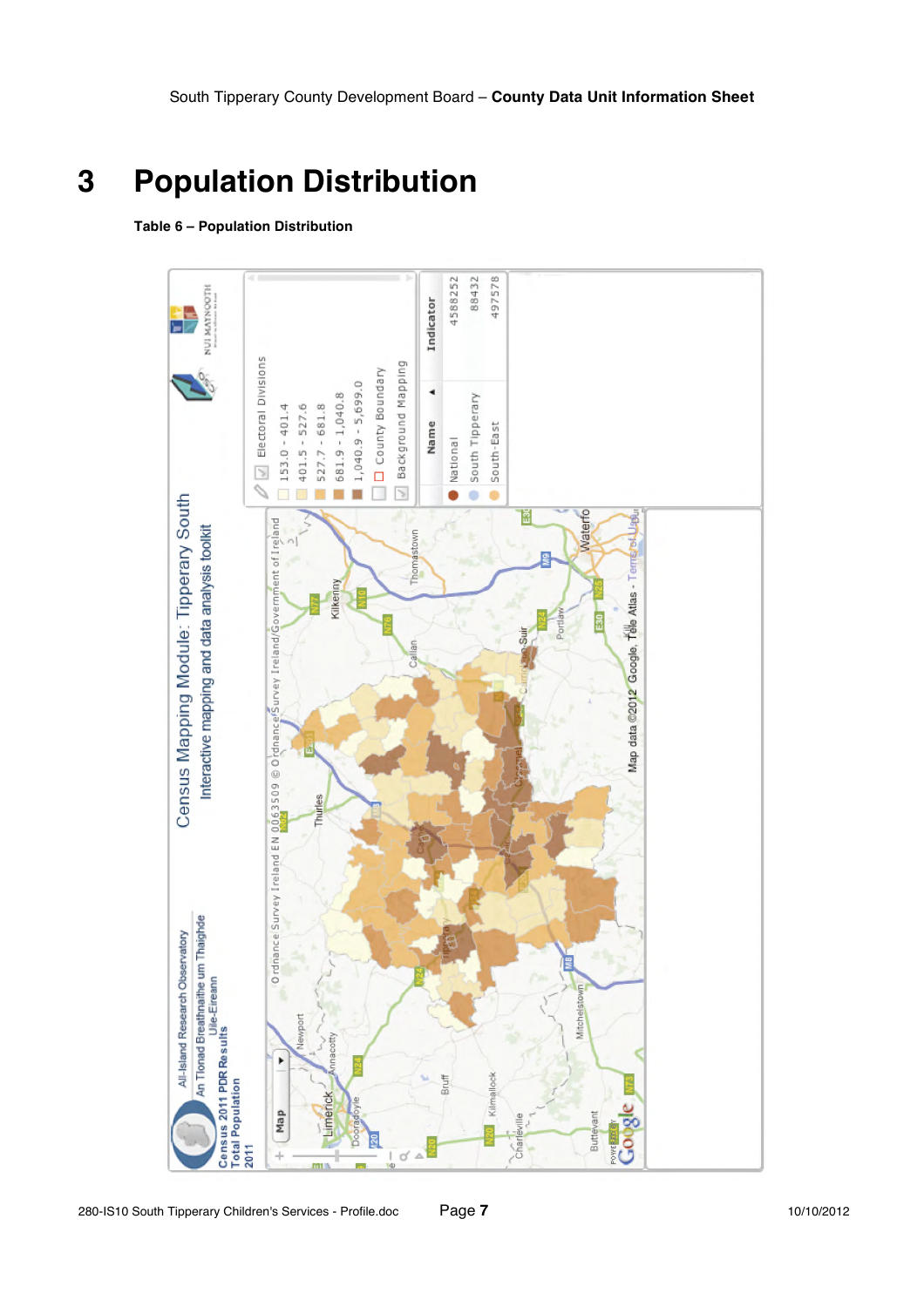# 3 Population Distribution

**Table 6 – Population Distribution**

Census Mapping Module: Tipperary South

Interactive mapping and data analysis toolkit

All-Island Research Observatory
An Tionad Breathnaithe um Thaighde Uile-Éireann

Census 2011 PDR Results
Total Population
2011

Electoral Divisions

- 153.0 - 401.4
- 401.5 - 527.6
- 527.7 - 681.8
- 681.9 - 1,040.8
- 1,040.9 - 5,699.0
- County Boundary
- Background Mapping

| Name | Indicator |
|---|---|
| National | 4588252 |
| South Tipperary | 88432 |
| South-East | 497578 |

Ordnance Survey Ireland EN 0063509 © Ordnance Survey Ireland/Government of Ireland

Map data ©2012 Google, Tele Atlas - Terms of Use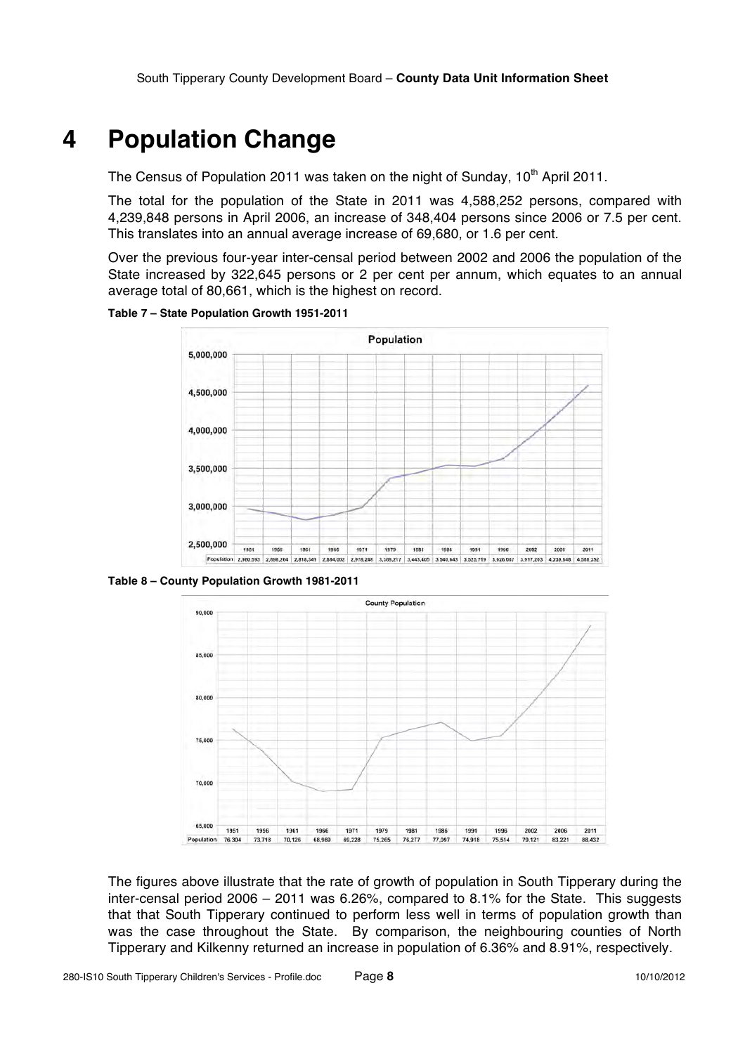# 4 Population Change

The Census of Population 2011 was taken on the night of Sunday, 10th April 2011.

The total for the population of the State in 2011 was 4,588,252 persons, compared with 4,239,848 persons in April 2006, an increase of 348,404 persons since 2006 or 7.5 per cent. This translates into an annual average increase of 69,680, or 1.6 per cent.

Over the previous four-year inter-censal period between 2002 and 2006 the population of the State increased by 322,645 persons or 2 per cent per annum, which equates to an annual average total of 80,661, which is the highest on record.

**Table 7 – State Population Growth 1951-2011**

| | 1951 | 1956 | 1961 | 1966 | 1971 | 1979 | 1981 | 1986 | 1991 | 1996 | 2002 | 2006 | 2011 |
|---|---|---|---|---|---|---|---|---|---|---|---|---|---|
| Population | 2,960,593 | 2,898,264 | 2,818,341 | 2,884,002 | 2,978,248 | 3,368,217 | 3,443,405 | 3,540,643 | 3,525,719 | 3,626,087 | 3,917,203 | 4,239,848 | 4,588,252 |

**Table 8 – County Population Growth 1981-2011**

| | 1951 | 1956 | 1961 | 1966 | 1971 | 1979 | 1981 | 1986 | 1991 | 1996 | 2002 | 2006 | 2011 |
|---|---|---|---|---|---|---|---|---|---|---|---|---|---|
| Population | 76,304 | 73,718 | 70,126 | 68,969 | 69,228 | 75,265 | 76,277 | 77,097 | 74,918 | 75,514 | 79,121 | 83,221 | 88,432 |

The figures above illustrate that the rate of growth of population in South Tipperary during the inter-censal period 2006 – 2011 was 6.26%, compared to 8.1% for the State. This suggests that that South Tipperary continued to perform less well in terms of population growth than was the case throughout the State. By comparison, the neighbouring counties of North Tipperary and Kilkenny returned an increase in population of 6.36% and 8.91%, respectively.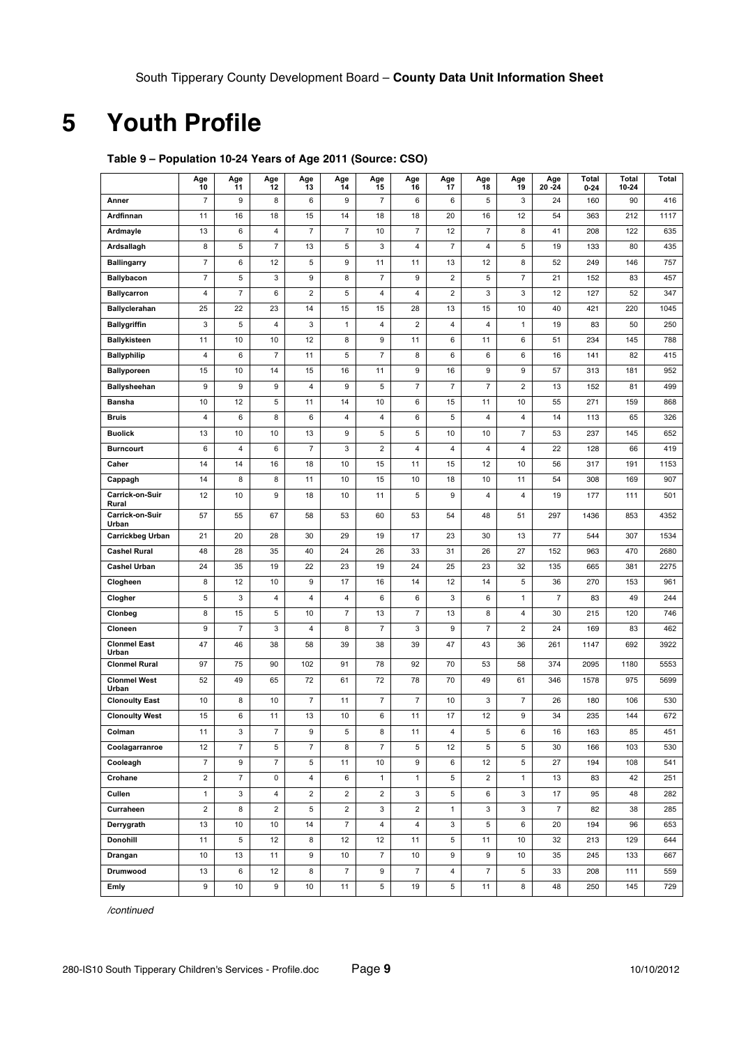# 5 Youth Profile

**Table 9 – Population 10-24 Years of Age 2011 (Source: CSO)**

| | Age 10 | Age 11 | Age 12 | Age 13 | Age 14 | Age 15 | Age 16 | Age 17 | Age 18 | Age 19 | Age 20 -24 | Total 0-24 | Total 10-24 | Total |
|---|---|---|---|---|---|---|---|---|---|---|---|---|---|---|
| **Anner** | 7 | 9 | 8 | 6 | 9 | 7 | 6 | 6 | 5 | 3 | 24 | 160 | 90 | 416 |
| **Ardfinnan** | 11 | 16 | 18 | 15 | 14 | 18 | 18 | 20 | 16 | 12 | 54 | 363 | 212 | 1117 |
| **Ardmayle** | 13 | 6 | 4 | 7 | 7 | 10 | 7 | 12 | 7 | 8 | 41 | 208 | 122 | 635 |
| **Ardsallagh** | 8 | 5 | 7 | 13 | 5 | 3 | 4 | 7 | 4 | 5 | 19 | 133 | 80 | 435 |
| **Ballingarry** | 7 | 6 | 12 | 5 | 9 | 11 | 11 | 13 | 12 | 8 | 52 | 249 | 146 | 757 |
| **Ballybacon** | 7 | 5 | 3 | 9 | 8 | 7 | 9 | 2 | 5 | 7 | 21 | 152 | 83 | 457 |
| **Ballycarron** | 4 | 7 | 6 | 2 | 5 | 4 | 4 | 2 | 3 | 3 | 12 | 127 | 52 | 347 |
| **Ballyclerahan** | 25 | 22 | 23 | 14 | 15 | 15 | 28 | 13 | 15 | 10 | 40 | 421 | 220 | 1045 |
| **Ballygriffin** | 3 | 5 | 4 | 3 | 1 | 4 | 2 | 4 | 4 | 1 | 19 | 83 | 50 | 250 |
| **Ballykisteen** | 11 | 10 | 10 | 12 | 8 | 9 | 11 | 6 | 11 | 6 | 51 | 234 | 145 | 788 |
| **Ballyphilip** | 4 | 6 | 7 | 11 | 5 | 7 | 8 | 6 | 6 | 6 | 16 | 141 | 82 | 415 |
| **Ballyporeen** | 15 | 10 | 14 | 15 | 16 | 11 | 9 | 16 | 9 | 9 | 57 | 313 | 181 | 952 |
| **Ballysheehan** | 9 | 9 | 9 | 4 | 9 | 5 | 7 | 7 | 7 | 2 | 13 | 152 | 81 | 499 |
| **Bansha** | 10 | 12 | 5 | 11 | 14 | 10 | 6 | 15 | 11 | 10 | 55 | 271 | 159 | 868 |
| **Bruis** | 4 | 6 | 8 | 6 | 4 | 4 | 6 | 5 | 4 | 4 | 14 | 113 | 65 | 326 |
| **Buolick** | 13 | 10 | 10 | 13 | 9 | 5 | 5 | 10 | 10 | 7 | 53 | 237 | 145 | 652 |
| **Burncourt** | 6 | 4 | 6 | 7 | 3 | 2 | 4 | 4 | 4 | 4 | 22 | 128 | 66 | 419 |
| **Caher** | 14 | 14 | 16 | 18 | 10 | 15 | 11 | 15 | 12 | 10 | 56 | 317 | 191 | 1153 |
| **Cappagh** | 14 | 8 | 8 | 11 | 10 | 15 | 10 | 18 | 10 | 11 | 54 | 308 | 169 | 907 |
| **Carrick-on-Suir Rural** | 12 | 10 | 9 | 18 | 10 | 11 | 5 | 9 | 4 | 4 | 19 | 177 | 111 | 501 |
| **Carrick-on-Suir Urban** | 57 | 55 | 67 | 58 | 53 | 60 | 53 | 54 | 48 | 51 | 297 | 1436 | 853 | 4352 |
| **Carrickbeg Urban** | 21 | 20 | 28 | 30 | 29 | 19 | 17 | 23 | 30 | 13 | 77 | 544 | 307 | 1534 |
| **Cashel Rural** | 48 | 28 | 35 | 40 | 24 | 26 | 33 | 31 | 26 | 27 | 152 | 963 | 470 | 2680 |
| **Cashel Urban** | 24 | 35 | 19 | 22 | 23 | 19 | 24 | 25 | 23 | 32 | 135 | 665 | 381 | 2275 |
| **Clogheen** | 8 | 12 | 10 | 9 | 17 | 16 | 14 | 12 | 14 | 5 | 36 | 270 | 153 | 961 |
| **Clogher** | 5 | 3 | 4 | 4 | 4 | 6 | 6 | 3 | 6 | 1 | 7 | 83 | 49 | 244 |
| **Clonbeg** | 8 | 15 | 5 | 10 | 7 | 13 | 7 | 13 | 8 | 4 | 30 | 215 | 120 | 746 |
| **Cloneen** | 9 | 7 | 3 | 4 | 8 | 7 | 3 | 9 | 7 | 2 | 24 | 169 | 83 | 462 |
| **Clonmel East Urban** | 47 | 46 | 38 | 58 | 39 | 38 | 39 | 47 | 43 | 36 | 261 | 1147 | 692 | 3922 |
| **Clonmel Rural** | 97 | 75 | 90 | 102 | 91 | 78 | 92 | 70 | 53 | 58 | 374 | 2095 | 1180 | 5553 |
| **Clonmel West Urban** | 52 | 49 | 65 | 72 | 61 | 72 | 78 | 70 | 49 | 61 | 346 | 1578 | 975 | 5699 |
| **Clonoulty East** | 10 | 8 | 10 | 7 | 11 | 7 | 7 | 10 | 3 | 7 | 26 | 180 | 106 | 530 |
| **Clonoulty West** | 15 | 6 | 11 | 13 | 10 | 6 | 11 | 17 | 12 | 9 | 34 | 235 | 144 | 672 |
| **Colman** | 11 | 3 | 7 | 9 | 5 | 8 | 11 | 4 | 5 | 6 | 16 | 163 | 85 | 451 |
| **Coolagarranroe** | 12 | 7 | 5 | 7 | 8 | 7 | 5 | 12 | 5 | 5 | 30 | 166 | 103 | 530 |
| **Cooleagh** | 7 | 9 | 7 | 5 | 11 | 10 | 9 | 6 | 12 | 5 | 27 | 194 | 108 | 541 |
| **Crohane** | 2 | 7 | 0 | 4 | 6 | 1 | 1 | 5 | 2 | 1 | 13 | 83 | 42 | 251 |
| **Cullen** | 1 | 3 | 4 | 2 | 2 | 2 | 3 | 5 | 6 | 3 | 17 | 95 | 48 | 282 |
| **Curraheen** | 2 | 8 | 2 | 5 | 2 | 3 | 2 | 1 | 3 | 3 | 7 | 82 | 38 | 285 |
| **Derrygrath** | 13 | 10 | 10 | 14 | 7 | 4 | 4 | 3 | 5 | 6 | 20 | 194 | 96 | 653 |
| **Donohill** | 11 | 5 | 12 | 8 | 12 | 12 | 11 | 5 | 11 | 10 | 32 | 213 | 129 | 644 |
| **Drangan** | 10 | 13 | 11 | 9 | 10 | 7 | 10 | 9 | 9 | 10 | 35 | 245 | 133 | 667 |
| **Drumwood** | 13 | 6 | 12 | 8 | 7 | 9 | 7 | 4 | 7 | 5 | 33 | 208 | 111 | 559 |
| **Emly** | 9 | 10 | 9 | 10 | 11 | 5 | 19 | 5 | 11 | 8 | 48 | 250 | 145 | 729 |

*/continued*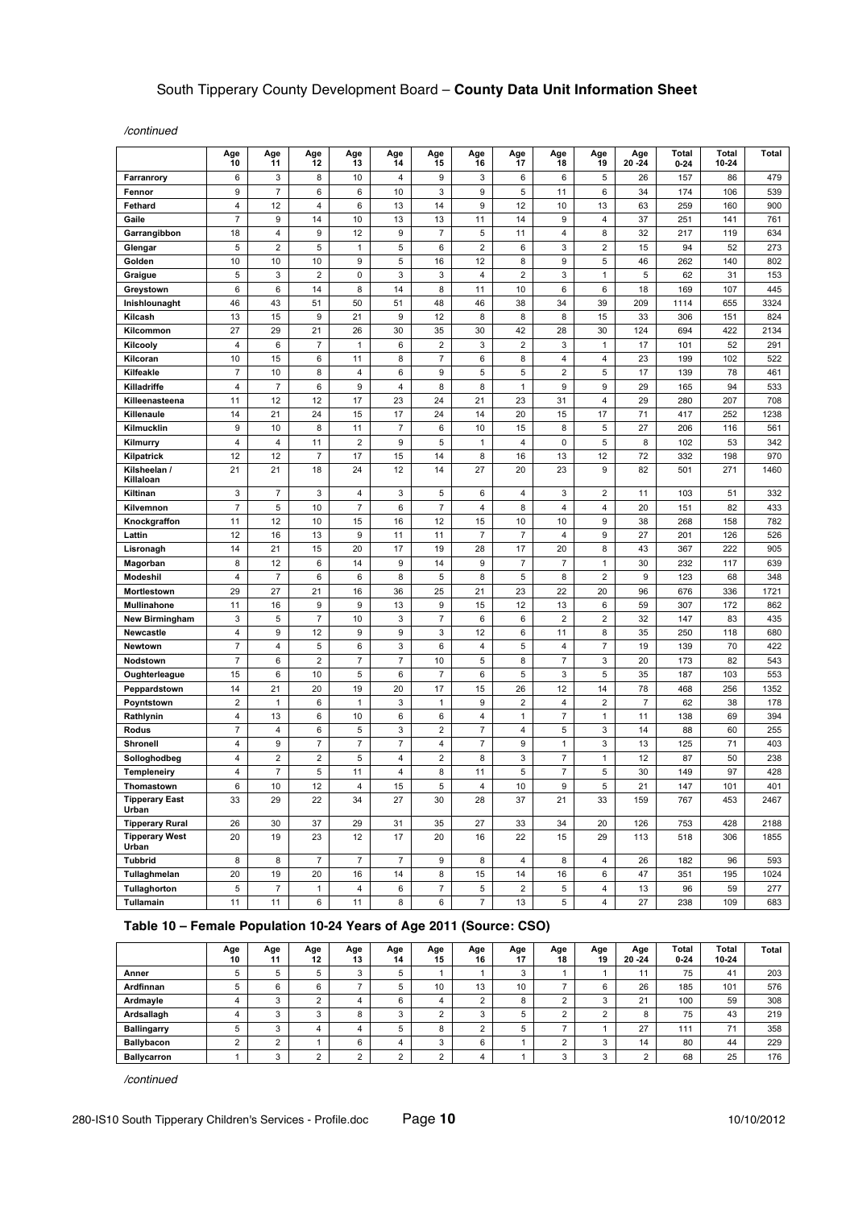*/continued*

| | Age 10 | Age 11 | Age 12 | Age 13 | Age 14 | Age 15 | Age 16 | Age 17 | Age 18 | Age 19 | Age 20 -24 | Total 0-24 | Total 10-24 | Total |
|---|---|---|---|---|---|---|---|---|---|---|---|---|---|---|
| Farranrory | 6 | 3 | 8 | 10 | 4 | 9 | 3 | 6 | 6 | 5 | 26 | 157 | 86 | 479 |
| Fennor | 9 | 7 | 6 | 6 | 10 | 3 | 9 | 5 | 11 | 6 | 34 | 174 | 106 | 539 |
| Fethard | 4 | 12 | 4 | 6 | 13 | 14 | 9 | 12 | 10 | 13 | 63 | 259 | 160 | 900 |
| Gaile | 7 | 9 | 14 | 10 | 13 | 13 | 11 | 14 | 9 | 4 | 37 | 251 | 141 | 761 |
| Garrangibbon | 18 | 4 | 9 | 12 | 9 | 7 | 5 | 11 | 4 | 8 | 32 | 217 | 119 | 634 |
| Glengar | 5 | 2 | 5 | 1 | 5 | 6 | 2 | 6 | 3 | 2 | 15 | 94 | 52 | 273 |
| Golden | 10 | 10 | 10 | 9 | 5 | 16 | 12 | 8 | 9 | 5 | 46 | 262 | 140 | 802 |
| Graigue | 5 | 3 | 2 | 0 | 3 | 3 | 4 | 2 | 3 | 1 | 5 | 62 | 31 | 153 |
| Greystown | 6 | 6 | 14 | 8 | 14 | 8 | 11 | 10 | 6 | 6 | 18 | 169 | 107 | 445 |
| Inishlounaght | 46 | 43 | 51 | 50 | 51 | 48 | 46 | 38 | 34 | 39 | 209 | 1114 | 655 | 3324 |
| Kilcash | 13 | 15 | 9 | 21 | 9 | 12 | 8 | 8 | 8 | 15 | 33 | 306 | 151 | 824 |
| Kilcommon | 27 | 29 | 21 | 26 | 30 | 35 | 30 | 42 | 28 | 30 | 124 | 694 | 422 | 2134 |
| Kilcooly | 4 | 6 | 7 | 1 | 6 | 2 | 3 | 2 | 3 | 1 | 17 | 101 | 52 | 291 |
| Kilcoran | 10 | 15 | 6 | 11 | 8 | 7 | 6 | 8 | 4 | 4 | 23 | 199 | 102 | 522 |
| Kilfeakle | 7 | 10 | 8 | 4 | 6 | 9 | 5 | 5 | 2 | 5 | 17 | 139 | 78 | 461 |
| Killadriffe | 4 | 7 | 6 | 9 | 4 | 8 | 8 | 1 | 9 | 9 | 29 | 165 | 94 | 533 |
| Killeenasteena | 11 | 12 | 12 | 17 | 23 | 24 | 21 | 23 | 31 | 4 | 29 | 280 | 207 | 708 |
| Killenaule | 14 | 21 | 24 | 15 | 17 | 24 | 14 | 20 | 15 | 17 | 71 | 417 | 252 | 1238 |
| Kilmucklin | 9 | 10 | 8 | 11 | 7 | 6 | 10 | 15 | 8 | 5 | 27 | 206 | 116 | 561 |
| Kilmurry | 4 | 4 | 11 | 2 | 9 | 5 | 1 | 4 | 0 | 5 | 8 | 102 | 53 | 342 |
| Kilpatrick | 12 | 12 | 7 | 17 | 15 | 14 | 8 | 16 | 13 | 12 | 72 | 332 | 198 | 970 |
| Kilsheelan / Killaloan | 21 | 21 | 18 | 24 | 12 | 14 | 27 | 20 | 23 | 9 | 82 | 501 | 271 | 1460 |
| Kiltinan | 3 | 7 | 3 | 4 | 3 | 5 | 6 | 4 | 3 | 2 | 11 | 103 | 51 | 332 |
| Kilvemnon | 7 | 5 | 10 | 7 | 6 | 7 | 4 | 8 | 4 | 4 | 20 | 151 | 82 | 433 |
| Knockgraffon | 11 | 12 | 10 | 15 | 16 | 12 | 15 | 10 | 10 | 9 | 38 | 268 | 158 | 782 |
| Lattin | 12 | 16 | 13 | 9 | 11 | 11 | 7 | 7 | 4 | 9 | 27 | 201 | 126 | 526 |
| Lisronagh | 14 | 21 | 15 | 20 | 17 | 19 | 28 | 17 | 20 | 8 | 43 | 367 | 222 | 905 |
| Magorban | 8 | 12 | 6 | 14 | 9 | 14 | 9 | 7 | 7 | 1 | 30 | 232 | 117 | 639 |
| Modeshil | 4 | 7 | 6 | 6 | 8 | 5 | 8 | 5 | 8 | 2 | 9 | 123 | 68 | 348 |
| Mortlestown | 29 | 27 | 21 | 16 | 36 | 25 | 21 | 23 | 22 | 20 | 96 | 676 | 336 | 1721 |
| Mullinahone | 11 | 16 | 9 | 9 | 13 | 9 | 15 | 12 | 13 | 6 | 59 | 307 | 172 | 862 |
| New Birmingham | 3 | 5 | 7 | 10 | 3 | 7 | 6 | 6 | 2 | 2 | 32 | 147 | 83 | 435 |
| Newcastle | 4 | 9 | 12 | 9 | 9 | 3 | 12 | 6 | 11 | 8 | 35 | 250 | 118 | 680 |
| Newtown | 7 | 4 | 5 | 6 | 3 | 6 | 4 | 5 | 4 | 7 | 19 | 139 | 70 | 422 |
| Nodstown | 7 | 6 | 2 | 7 | 7 | 10 | 5 | 8 | 7 | 3 | 20 | 173 | 82 | 543 |
| Oughterleague | 15 | 6 | 10 | 5 | 6 | 7 | 6 | 5 | 3 | 5 | 35 | 187 | 103 | 553 |
| Peppardstown | 14 | 21 | 20 | 19 | 20 | 17 | 15 | 26 | 12 | 14 | 78 | 468 | 256 | 1352 |
| Poyntstown | 2 | 1 | 6 | 1 | 3 | 1 | 9 | 2 | 4 | 2 | 7 | 62 | 38 | 178 |
| Rathlynin | 4 | 13 | 6 | 10 | 6 | 6 | 4 | 1 | 7 | 1 | 11 | 138 | 69 | 394 |
| Rodus | 7 | 4 | 6 | 5 | 3 | 2 | 7 | 4 | 5 | 3 | 14 | 88 | 60 | 255 |
| Shronell | 4 | 9 | 7 | 7 | 7 | 4 | 7 | 9 | 1 | 3 | 13 | 125 | 71 | 403 |
| Solloghodbeg | 4 | 2 | 2 | 5 | 4 | 2 | 8 | 3 | 7 | 1 | 12 | 87 | 50 | 238 |
| Templeneiry | 4 | 7 | 5 | 11 | 4 | 8 | 11 | 5 | 7 | 5 | 30 | 149 | 97 | 428 |
| Thomastown | 6 | 10 | 12 | 4 | 15 | 5 | 4 | 10 | 9 | 5 | 21 | 147 | 101 | 401 |
| Tipperary East Urban | 33 | 29 | 22 | 34 | 27 | 30 | 28 | 37 | 21 | 33 | 159 | 767 | 453 | 2467 |
| Tipperary Rural | 26 | 30 | 37 | 29 | 31 | 35 | 27 | 33 | 34 | 20 | 126 | 753 | 428 | 2188 |
| Tipperary West Urban | 20 | 19 | 23 | 12 | 17 | 20 | 16 | 22 | 15 | 29 | 113 | 518 | 306 | 1855 |
| Tubbrid | 8 | 8 | 7 | 7 | 7 | 9 | 8 | 4 | 8 | 4 | 26 | 182 | 96 | 593 |
| Tullaghmelan | 20 | 19 | 20 | 16 | 14 | 8 | 15 | 14 | 16 | 6 | 47 | 351 | 195 | 1024 |
| Tullaghorton | 5 | 7 | 1 | 4 | 6 | 7 | 5 | 2 | 5 | 4 | 13 | 96 | 59 | 277 |
| Tullamain | 11 | 11 | 6 | 11 | 8 | 6 | 7 | 13 | 5 | 4 | 27 | 238 | 109 | 683 |

### Table 10 – Female Population 10-24 Years of Age 2011 (Source: CSO)

| | Age 10 | Age 11 | Age 12 | Age 13 | Age 14 | Age 15 | Age 16 | Age 17 | Age 18 | Age 19 | Age 20 -24 | Total 0-24 | Total 10-24 | Total |
|---|---|---|---|---|---|---|---|---|---|---|---|---|---|---|
| Anner | 5 | 5 | 5 | 3 | 5 | 1 | 1 | 3 | 1 | 1 | 11 | 75 | 41 | 203 |
| Ardfinnan | 5 | 6 | 6 | 7 | 5 | 10 | 13 | 10 | 7 | 6 | 26 | 185 | 101 | 576 |
| Ardmayle | 4 | 3 | 2 | 4 | 6 | 4 | 2 | 8 | 2 | 3 | 21 | 100 | 59 | 308 |
| Ardsallagh | 4 | 3 | 3 | 8 | 3 | 2 | 3 | 5 | 2 | 2 | 8 | 75 | 43 | 219 |
| Ballingarry | 5 | 3 | 4 | 4 | 5 | 8 | 2 | 5 | 7 | 1 | 27 | 111 | 71 | 358 |
| Ballybacon | 2 | 2 | 1 | 6 | 4 | 3 | 6 | 1 | 2 | 3 | 14 | 80 | 44 | 229 |
| Ballycarron | 1 | 3 | 2 | 2 | 2 | 2 | 4 | 1 | 3 | 3 | 2 | 68 | 25 | 176 |

*/continued*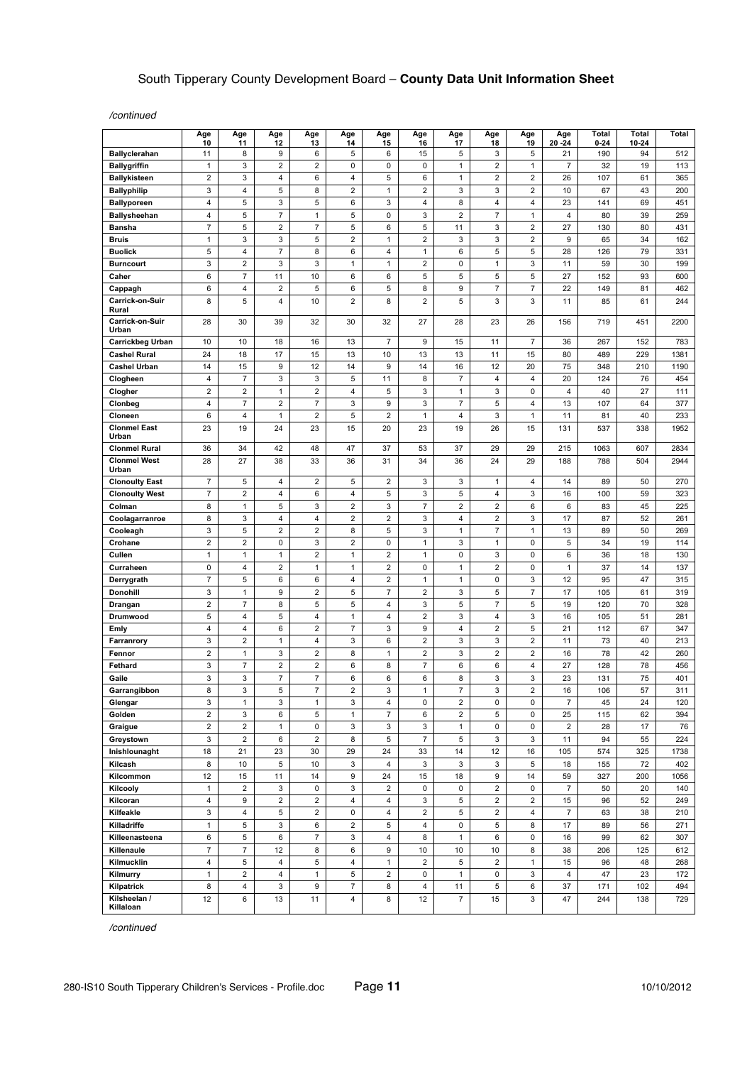*/continued*

| | Age 10 | Age 11 | Age 12 | Age 13 | Age 14 | Age 15 | Age 16 | Age 17 | Age 18 | Age 19 | Age 20 -24 | Total 0-24 | Total 10-24 | Total |
|---|---|---|---|---|---|---|---|---|---|---|---|---|---|---|
| **Ballyclerahan** | 11 | 8 | 9 | 6 | 5 | 6 | 15 | 5 | 3 | 5 | 21 | 190 | 94 | 512 |
| **Ballygriffin** | 1 | 3 | 2 | 2 | 0 | 0 | 0 | 1 | 2 | 1 | 7 | 32 | 19 | 113 |
| **Ballykisteen** | 2 | 3 | 4 | 6 | 4 | 5 | 6 | 1 | 2 | 2 | 26 | 107 | 61 | 365 |
| **Ballyphilip** | 3 | 4 | 5 | 8 | 2 | 1 | 2 | 3 | 3 | 2 | 10 | 67 | 43 | 200 |
| **Ballyporeen** | 4 | 5 | 3 | 5 | 6 | 3 | 4 | 8 | 4 | 4 | 23 | 141 | 69 | 451 |
| **Ballysheehan** | 4 | 5 | 7 | 1 | 5 | 0 | 3 | 2 | 7 | 1 | 4 | 80 | 39 | 259 |
| **Bansha** | 7 | 5 | 2 | 7 | 5 | 6 | 5 | 11 | 3 | 2 | 27 | 130 | 80 | 431 |
| **Bruis** | 1 | 3 | 3 | 5 | 2 | 1 | 2 | 3 | 3 | 2 | 9 | 65 | 34 | 162 |
| **Buolick** | 5 | 4 | 7 | 8 | 6 | 4 | 1 | 6 | 5 | 5 | 28 | 126 | 79 | 331 |
| **Burncourt** | 3 | 2 | 3 | 3 | 1 | 1 | 2 | 0 | 1 | 3 | 11 | 59 | 30 | 199 |
| **Caher** | 6 | 7 | 11 | 10 | 6 | 6 | 5 | 5 | 5 | 5 | 27 | 152 | 93 | 600 |
| **Cappagh** | 6 | 4 | 2 | 5 | 6 | 5 | 8 | 9 | 7 | 7 | 22 | 149 | 81 | 462 |
| **Carrick-on-Suir Rural** | 8 | 5 | 4 | 10 | 2 | 8 | 2 | 5 | 3 | 3 | 11 | 85 | 61 | 244 |
| **Carrick-on-Suir Urban** | 28 | 30 | 39 | 32 | 30 | 32 | 27 | 28 | 23 | 26 | 156 | 719 | 451 | 2200 |
| **Carrickbeg Urban** | 10 | 10 | 18 | 16 | 13 | 7 | 9 | 15 | 11 | 7 | 36 | 267 | 152 | 783 |
| **Cashel Rural** | 24 | 18 | 17 | 15 | 13 | 10 | 13 | 13 | 11 | 15 | 80 | 489 | 229 | 1381 |
| **Cashel Urban** | 14 | 15 | 9 | 12 | 14 | 9 | 14 | 16 | 12 | 20 | 75 | 348 | 210 | 1190 |
| **Clogheen** | 4 | 7 | 3 | 3 | 5 | 11 | 8 | 7 | 4 | 4 | 20 | 124 | 76 | 454 |
| **Clogher** | 2 | 2 | 1 | 2 | 4 | 5 | 3 | 1 | 3 | 0 | 4 | 40 | 27 | 111 |
| **Clonbeg** | 4 | 7 | 2 | 7 | 3 | 9 | 3 | 7 | 5 | 4 | 13 | 107 | 64 | 377 |
| **Cloneen** | 6 | 4 | 1 | 2 | 5 | 2 | 1 | 4 | 3 | 1 | 11 | 81 | 40 | 233 |
| **Clonmel East Urban** | 23 | 19 | 24 | 23 | 15 | 20 | 23 | 19 | 26 | 15 | 131 | 537 | 338 | 1952 |
| **Clonmel Rural** | 36 | 34 | 42 | 48 | 47 | 37 | 53 | 37 | 29 | 29 | 215 | 1063 | 607 | 2834 |
| **Clonmel West Urban** | 28 | 27 | 38 | 33 | 36 | 31 | 34 | 36 | 24 | 29 | 188 | 788 | 504 | 2944 |
| **Clonoulty East** | 7 | 5 | 4 | 2 | 5 | 2 | 3 | 3 | 1 | 4 | 14 | 89 | 50 | 270 |
| **Clonoulty West** | 7 | 2 | 4 | 6 | 4 | 5 | 3 | 5 | 4 | 3 | 16 | 100 | 59 | 323 |
| **Colman** | 8 | 1 | 5 | 3 | 2 | 3 | 7 | 2 | 2 | 6 | 6 | 83 | 45 | 225 |
| **Coolagarranroe** | 8 | 3 | 4 | 4 | 2 | 2 | 3 | 4 | 2 | 3 | 17 | 87 | 52 | 261 |
| **Cooleagh** | 3 | 5 | 2 | 2 | 8 | 5 | 3 | 1 | 7 | 1 | 13 | 89 | 50 | 269 |
| **Crohane** | 2 | 2 | 0 | 3 | 2 | 0 | 1 | 3 | 1 | 0 | 5 | 34 | 19 | 114 |
| **Cullen** | 1 | 1 | 1 | 2 | 1 | 2 | 1 | 0 | 3 | 0 | 6 | 36 | 18 | 130 |
| **Curraheen** | 0 | 4 | 2 | 1 | 1 | 2 | 0 | 1 | 2 | 0 | 1 | 37 | 14 | 137 |
| **Derrygrath** | 7 | 5 | 6 | 6 | 4 | 2 | 1 | 1 | 0 | 3 | 12 | 95 | 47 | 315 |
| **Donohill** | 3 | 1 | 9 | 2 | 5 | 7 | 2 | 3 | 5 | 7 | 17 | 105 | 61 | 319 |
| **Drangan** | 2 | 7 | 8 | 5 | 5 | 4 | 3 | 5 | 7 | 5 | 19 | 120 | 70 | 328 |
| **Drumwood** | 5 | 4 | 5 | 4 | 1 | 4 | 2 | 3 | 4 | 3 | 16 | 105 | 51 | 281 |
| **Emly** | 4 | 4 | 6 | 2 | 7 | 3 | 9 | 4 | 2 | 5 | 21 | 112 | 67 | 347 |
| **Farranrory** | 3 | 2 | 1 | 4 | 3 | 6 | 2 | 3 | 3 | 2 | 11 | 73 | 40 | 213 |
| **Fennor** | 2 | 1 | 3 | 2 | 8 | 1 | 2 | 3 | 2 | 2 | 16 | 78 | 42 | 260 |
| **Fethard** | 3 | 7 | 2 | 2 | 6 | 8 | 7 | 6 | 6 | 4 | 27 | 128 | 78 | 456 |
| **Gaile** | 3 | 3 | 7 | 7 | 6 | 6 | 6 | 8 | 3 | 3 | 23 | 131 | 75 | 401 |
| **Garrangibbon** | 8 | 3 | 5 | 7 | 2 | 3 | 1 | 7 | 3 | 2 | 16 | 106 | 57 | 311 |
| **Glengar** | 3 | 1 | 3 | 1 | 3 | 4 | 0 | 2 | 0 | 0 | 7 | 45 | 24 | 120 |
| **Golden** | 2 | 3 | 6 | 5 | 1 | 7 | 6 | 2 | 5 | 0 | 25 | 115 | 62 | 394 |
| **Graigue** | 2 | 2 | 1 | 0 | 3 | 3 | 3 | 1 | 0 | 0 | 2 | 28 | 17 | 76 |
| **Greystown** | 3 | 2 | 6 | 2 | 8 | 5 | 7 | 5 | 3 | 3 | 11 | 94 | 55 | 224 |
| **Inishlounaght** | 18 | 21 | 23 | 30 | 29 | 24 | 33 | 14 | 12 | 16 | 105 | 574 | 325 | 1738 |
| **Kilcash** | 8 | 10 | 5 | 10 | 3 | 4 | 3 | 3 | 3 | 5 | 18 | 155 | 72 | 402 |
| **Kilcommon** | 12 | 15 | 11 | 14 | 9 | 24 | 15 | 18 | 9 | 14 | 59 | 327 | 200 | 1056 |
| **Kilcooly** | 1 | 2 | 3 | 0 | 3 | 2 | 0 | 0 | 2 | 0 | 7 | 50 | 20 | 140 |
| **Kilcoran** | 4 | 9 | 2 | 2 | 4 | 4 | 3 | 5 | 2 | 2 | 15 | 96 | 52 | 249 |
| **Kilfeakle** | 3 | 4 | 5 | 2 | 0 | 4 | 2 | 5 | 2 | 4 | 7 | 63 | 38 | 210 |
| **Killadriffe** | 1 | 5 | 3 | 6 | 2 | 5 | 4 | 0 | 5 | 8 | 17 | 89 | 56 | 271 |
| **Killeenasteena** | 6 | 5 | 6 | 7 | 3 | 4 | 8 | 1 | 6 | 0 | 16 | 99 | 62 | 307 |
| **Killenaule** | 7 | 7 | 12 | 8 | 6 | 9 | 10 | 10 | 10 | 8 | 38 | 206 | 125 | 612 |
| **Kilmucklin** | 4 | 5 | 4 | 5 | 4 | 1 | 2 | 5 | 2 | 1 | 15 | 96 | 48 | 268 |
| **Kilmurry** | 1 | 2 | 4 | 1 | 5 | 2 | 0 | 1 | 0 | 3 | 4 | 47 | 23 | 172 |
| **Kilpatrick** | 8 | 4 | 3 | 9 | 7 | 8 | 4 | 11 | 5 | 6 | 37 | 171 | 102 | 494 |
| **Kilsheelan / Killaloan** | 12 | 6 | 13 | 11 | 4 | 8 | 12 | 7 | 15 | 3 | 47 | 244 | 138 | 729 |

*/continued*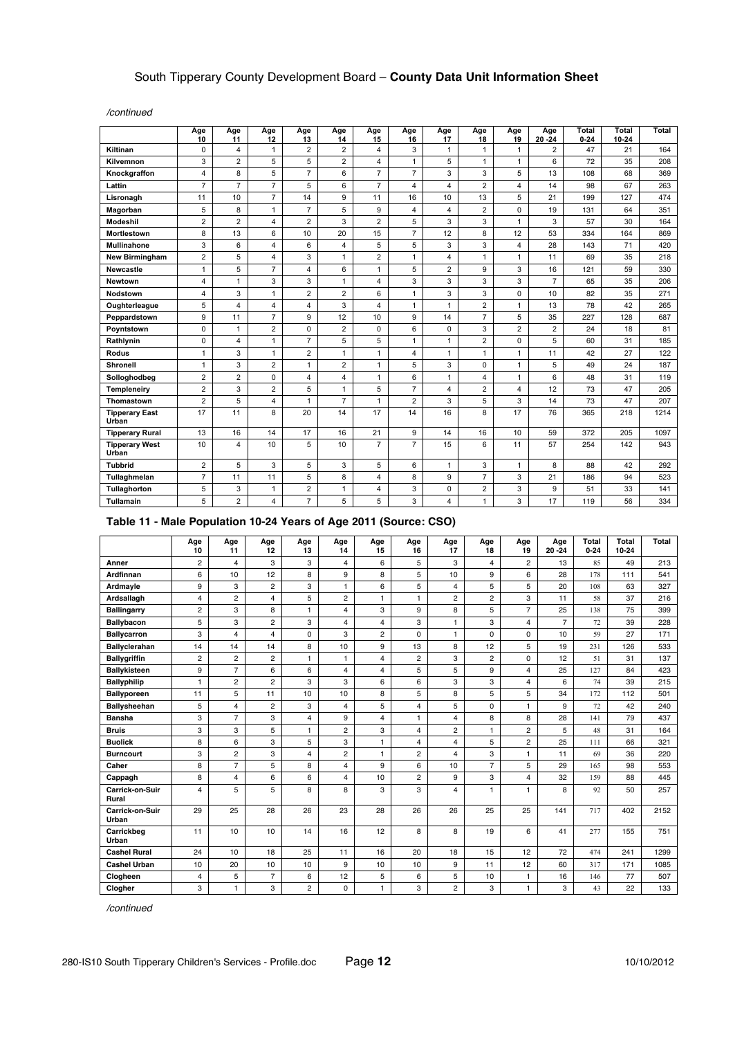*/continued*

| | Age 10 | Age 11 | Age 12 | Age 13 | Age 14 | Age 15 | Age 16 | Age 17 | Age 18 | Age 19 | Age 20 -24 | Total 0-24 | Total 10-24 | Total |
|---|---|---|---|---|---|---|---|---|---|---|---|---|---|---|
| **Kiltinan** | 0 | 4 | 1 | 2 | 2 | 4 | 3 | 1 | 1 | 1 | 2 | 47 | 21 | 164 |
| **Kilvemnon** | 3 | 2 | 5 | 5 | 2 | 4 | 1 | 5 | 1 | 1 | 6 | 72 | 35 | 208 |
| **Knockgraffon** | 4 | 8 | 5 | 7 | 6 | 7 | 7 | 3 | 3 | 5 | 13 | 108 | 68 | 369 |
| **Lattin** | 7 | 7 | 7 | 5 | 6 | 7 | 4 | 4 | 2 | 4 | 14 | 98 | 67 | 263 |
| **Lisronagh** | 11 | 10 | 7 | 14 | 9 | 11 | 16 | 10 | 13 | 5 | 21 | 199 | 127 | 474 |
| **Magorban** | 5 | 8 | 1 | 7 | 5 | 9 | 4 | 4 | 2 | 0 | 19 | 131 | 64 | 351 |
| **Modeshil** | 2 | 2 | 4 | 2 | 3 | 2 | 5 | 3 | 3 | 1 | 3 | 57 | 30 | 164 |
| **Mortlestown** | 8 | 13 | 6 | 10 | 20 | 15 | 7 | 12 | 8 | 12 | 53 | 334 | 164 | 869 |
| **Mullinahone** | 3 | 6 | 4 | 6 | 4 | 5 | 5 | 3 | 3 | 4 | 28 | 143 | 71 | 420 |
| **New Birmingham** | 2 | 5 | 4 | 3 | 1 | 2 | 1 | 4 | 1 | 1 | 11 | 69 | 35 | 218 |
| **Newcastle** | 1 | 5 | 7 | 4 | 6 | 1 | 5 | 2 | 9 | 3 | 16 | 121 | 59 | 330 |
| **Newtown** | 4 | 1 | 3 | 3 | 1 | 4 | 3 | 3 | 3 | 3 | 7 | 65 | 35 | 206 |
| **Nodstown** | 4 | 3 | 1 | 2 | 2 | 6 | 1 | 3 | 3 | 0 | 10 | 82 | 35 | 271 |
| **Oughterleague** | 5 | 4 | 4 | 4 | 3 | 4 | 1 | 1 | 2 | 1 | 13 | 78 | 42 | 265 |
| **Peppardstown** | 9 | 11 | 7 | 9 | 12 | 10 | 9 | 14 | 7 | 5 | 35 | 227 | 128 | 687 |
| **Poyntstown** | 0 | 1 | 2 | 0 | 2 | 0 | 6 | 0 | 3 | 2 | 2 | 24 | 18 | 81 |
| **Rathlynin** | 0 | 4 | 1 | 7 | 5 | 5 | 1 | 1 | 2 | 0 | 5 | 60 | 31 | 185 |
| **Rodus** | 1 | 3 | 1 | 2 | 1 | 1 | 4 | 1 | 1 | 1 | 11 | 42 | 27 | 122 |
| **Shronell** | 1 | 3 | 2 | 1 | 2 | 1 | 5 | 3 | 0 | 1 | 5 | 49 | 24 | 187 |
| **Solloghodbeg** | 2 | 2 | 0 | 4 | 4 | 1 | 6 | 1 | 4 | 1 | 6 | 48 | 31 | 119 |
| **Templeneiry** | 2 | 3 | 2 | 5 | 1 | 5 | 7 | 4 | 2 | 4 | 12 | 73 | 47 | 205 |
| **Thomastown** | 2 | 5 | 4 | 1 | 7 | 1 | 2 | 3 | 5 | 3 | 14 | 73 | 47 | 207 |
| **Tipperary East Urban** | 17 | 11 | 8 | 20 | 14 | 17 | 14 | 16 | 8 | 17 | 76 | 365 | 218 | 1214 |
| **Tipperary Rural** | 13 | 16 | 14 | 17 | 16 | 21 | 9 | 14 | 16 | 10 | 59 | 372 | 205 | 1097 |
| **Tipperary West Urban** | 10 | 4 | 10 | 5 | 10 | 7 | 7 | 15 | 6 | 11 | 57 | 254 | 142 | 943 |
| **Tubbrid** | 2 | 5 | 3 | 5 | 3 | 5 | 6 | 1 | 3 | 1 | 8 | 88 | 42 | 292 |
| **Tullaghmelan** | 7 | 11 | 11 | 5 | 8 | 4 | 8 | 9 | 7 | 3 | 21 | 186 | 94 | 523 |
| **Tullaghorton** | 5 | 3 | 1 | 2 | 1 | 4 | 3 | 0 | 2 | 3 | 9 | 51 | 33 | 141 |
| **Tullamain** | 5 | 2 | 4 | 7 | 5 | 5 | 3 | 4 | 1 | 3 | 17 | 119 | 56 | 334 |

### Table 11 - Male Population 10-24 Years of Age 2011 (Source: CSO)

| | Age 10 | Age 11 | Age 12 | Age 13 | Age 14 | Age 15 | Age 16 | Age 17 | Age 18 | Age 19 | Age 20 -24 | Total 0-24 | Total 10-24 | Total |
|---|---|---|---|---|---|---|---|---|---|---|---|---|---|---|
| **Anner** | 2 | 4 | 3 | 3 | 4 | 6 | 5 | 3 | 4 | 2 | 13 | 85 | 49 | 213 |
| **Ardfinnan** | 6 | 10 | 12 | 8 | 9 | 8 | 5 | 10 | 9 | 6 | 28 | 178 | 111 | 541 |
| **Ardmayle** | 9 | 3 | 2 | 3 | 1 | 6 | 5 | 4 | 5 | 5 | 20 | 108 | 63 | 327 |
| **Ardsallagh** | 4 | 2 | 4 | 5 | 2 | 1 | 1 | 2 | 2 | 3 | 11 | 58 | 37 | 216 |
| **Ballingarry** | 2 | 3 | 8 | 1 | 4 | 3 | 9 | 8 | 5 | 7 | 25 | 138 | 75 | 399 |
| **Ballybacon** | 5 | 3 | 2 | 3 | 4 | 4 | 3 | 1 | 3 | 4 | 7 | 72 | 39 | 228 |
| **Ballycarron** | 3 | 4 | 4 | 0 | 3 | 2 | 0 | 1 | 0 | 0 | 10 | 59 | 27 | 171 |
| **Ballyclerahan** | 14 | 14 | 14 | 8 | 10 | 9 | 13 | 8 | 12 | 5 | 19 | 231 | 126 | 533 |
| **Ballygriffin** | 2 | 2 | 2 | 1 | 1 | 4 | 2 | 3 | 2 | 0 | 12 | 51 | 31 | 137 |
| **Ballykisteen** | 9 | 7 | 6 | 6 | 4 | 4 | 5 | 5 | 9 | 4 | 25 | 127 | 84 | 423 |
| **Ballyphilip** | 1 | 2 | 2 | 3 | 3 | 6 | 6 | 3 | 3 | 4 | 6 | 74 | 39 | 215 |
| **Ballyporeen** | 11 | 5 | 11 | 10 | 10 | 8 | 5 | 8 | 5 | 5 | 34 | 172 | 112 | 501 |
| **Ballysheehan** | 5 | 4 | 2 | 3 | 4 | 5 | 4 | 5 | 0 | 1 | 9 | 72 | 42 | 240 |
| **Bansha** | 3 | 7 | 3 | 4 | 9 | 4 | 1 | 4 | 8 | 8 | 28 | 141 | 79 | 437 |
| **Bruis** | 3 | 3 | 5 | 1 | 2 | 3 | 4 | 2 | 1 | 2 | 5 | 48 | 31 | 164 |
| **Buolick** | 8 | 6 | 3 | 5 | 3 | 1 | 4 | 4 | 5 | 2 | 25 | 111 | 66 | 321 |
| **Burncourt** | 3 | 2 | 3 | 4 | 2 | 1 | 2 | 4 | 3 | 1 | 11 | 69 | 36 | 220 |
| **Caher** | 8 | 7 | 5 | 8 | 4 | 9 | 6 | 10 | 7 | 5 | 29 | 165 | 98 | 553 |
| **Cappagh** | 8 | 4 | 6 | 6 | 4 | 10 | 2 | 9 | 3 | 4 | 32 | 159 | 88 | 445 |
| **Carrick-on-Suir Rural** | 4 | 5 | 5 | 8 | 8 | 3 | 3 | 4 | 1 | 1 | 8 | 92 | 50 | 257 |
| **Carrick-on-Suir Urban** | 29 | 25 | 28 | 26 | 23 | 28 | 26 | 26 | 25 | 25 | 141 | 717 | 402 | 2152 |
| **Carrickbeg Urban** | 11 | 10 | 10 | 14 | 16 | 12 | 8 | 8 | 19 | 6 | 41 | 277 | 155 | 751 |
| **Cashel Rural** | 24 | 10 | 18 | 25 | 11 | 16 | 20 | 18 | 15 | 12 | 72 | 474 | 241 | 1299 |
| **Cashel Urban** | 10 | 20 | 10 | 10 | 9 | 10 | 10 | 9 | 11 | 12 | 60 | 317 | 171 | 1085 |
| **Clogheen** | 4 | 5 | 7 | 6 | 12 | 5 | 6 | 5 | 10 | 1 | 16 | 146 | 77 | 507 |
| **Clogher** | 3 | 1 | 3 | 2 | 0 | 1 | 3 | 2 | 3 | 1 | 3 | 43 | 22 | 133 |

*/continued*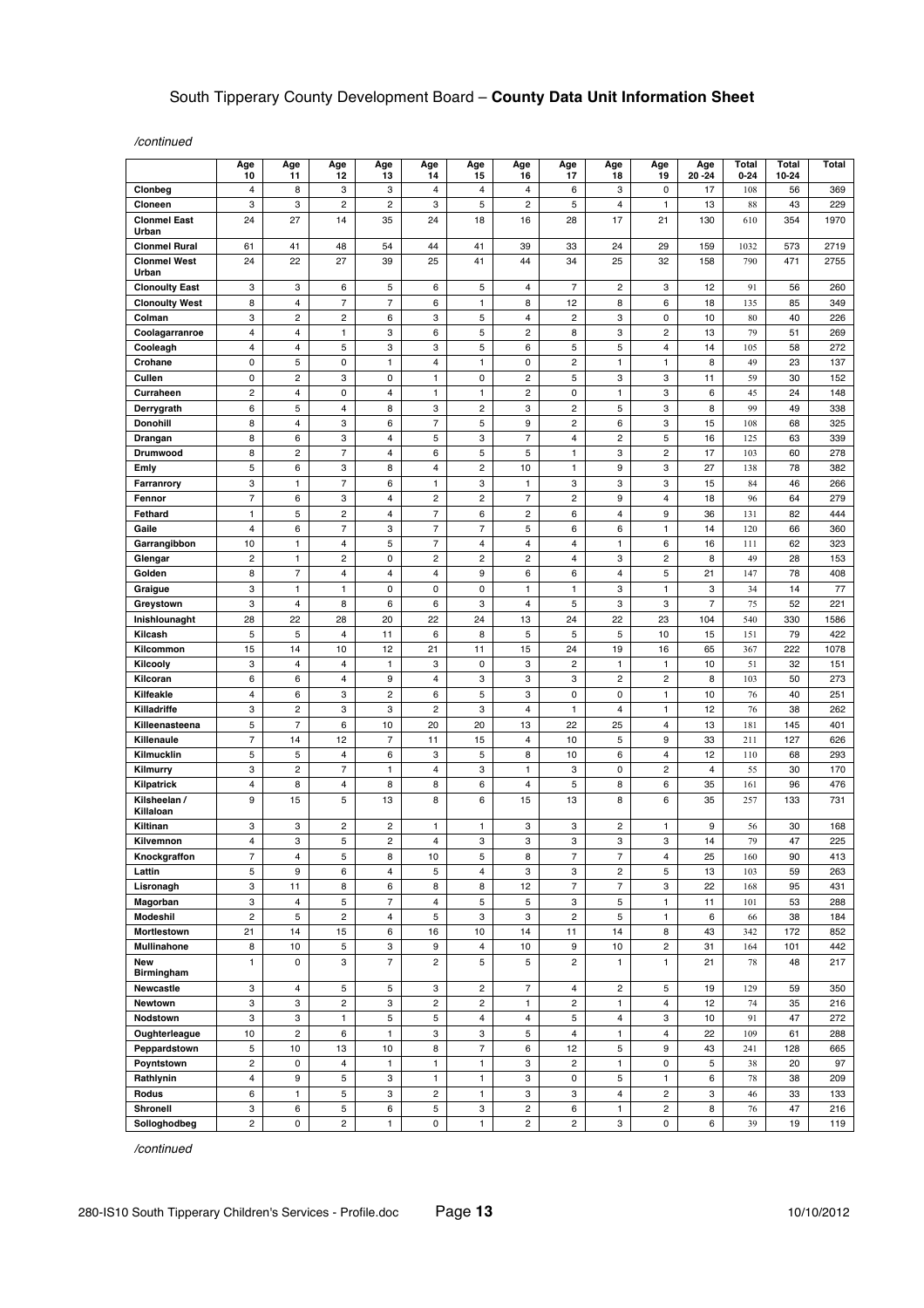/continued

| | Age 10 | Age 11 | Age 12 | Age 13 | Age 14 | Age 15 | Age 16 | Age 17 | Age 18 | Age 19 | Age 20 -24 | Total 0-24 | Total 10-24 | Total |
|---|---|---|---|---|---|---|---|---|---|---|---|---|---|---|
| **Clonbeg** | 4 | 8 | 3 | 3 | 4 | 4 | 4 | 6 | 3 | 0 | 17 | 108 | 56 | 369 |
| **Cloneen** | 3 | 3 | 2 | 2 | 3 | 5 | 2 | 5 | 4 | 1 | 13 | 88 | 43 | 229 |
| **Clonmel East Urban** | 24 | 27 | 14 | 35 | 24 | 18 | 16 | 28 | 17 | 21 | 130 | 610 | 354 | 1970 |
| **Clonmel Rural** | 61 | 41 | 48 | 54 | 44 | 41 | 39 | 33 | 24 | 29 | 159 | 1032 | 573 | 2719 |
| **Clonmel West Urban** | 24 | 22 | 27 | 39 | 25 | 41 | 44 | 34 | 25 | 32 | 158 | 790 | 471 | 2755 |
| **Clonoulty East** | 3 | 3 | 6 | 5 | 6 | 5 | 4 | 7 | 2 | 3 | 12 | 91 | 56 | 260 |
| **Clonoulty West** | 8 | 4 | 7 | 7 | 6 | 1 | 8 | 12 | 8 | 6 | 18 | 135 | 85 | 349 |
| **Colman** | 3 | 2 | 2 | 6 | 3 | 5 | 4 | 2 | 3 | 0 | 10 | 80 | 40 | 226 |
| **Coolagarranroe** | 4 | 4 | 1 | 3 | 6 | 5 | 2 | 8 | 3 | 2 | 13 | 79 | 51 | 269 |
| **Cooleagh** | 4 | 4 | 5 | 3 | 3 | 5 | 6 | 5 | 5 | 4 | 14 | 105 | 58 | 272 |
| **Crohane** | 0 | 5 | 0 | 1 | 4 | 1 | 0 | 2 | 1 | 1 | 8 | 49 | 23 | 137 |
| **Cullen** | 0 | 2 | 3 | 0 | 1 | 0 | 2 | 5 | 3 | 3 | 11 | 59 | 30 | 152 |
| **Curraheen** | 2 | 4 | 0 | 4 | 1 | 1 | 2 | 0 | 1 | 3 | 6 | 45 | 24 | 148 |
| **Derrygrath** | 6 | 5 | 4 | 8 | 3 | 2 | 3 | 2 | 5 | 3 | 8 | 99 | 49 | 338 |
| **Donohill** | 8 | 4 | 3 | 6 | 7 | 5 | 9 | 2 | 6 | 3 | 15 | 108 | 68 | 325 |
| **Drangan** | 8 | 6 | 3 | 4 | 5 | 3 | 7 | 4 | 2 | 5 | 16 | 125 | 63 | 339 |
| **Drumwood** | 8 | 2 | 7 | 4 | 6 | 5 | 5 | 1 | 3 | 2 | 17 | 103 | 60 | 278 |
| **Emly** | 5 | 6 | 3 | 8 | 4 | 2 | 10 | 1 | 9 | 3 | 27 | 138 | 78 | 382 |
| **Farranrory** | 3 | 1 | 7 | 6 | 1 | 3 | 1 | 3 | 3 | 3 | 15 | 84 | 46 | 266 |
| **Fennor** | 7 | 6 | 3 | 4 | 2 | 2 | 7 | 2 | 9 | 4 | 18 | 96 | 64 | 279 |
| **Fethard** | 1 | 5 | 2 | 4 | 7 | 6 | 2 | 6 | 4 | 9 | 36 | 131 | 82 | 444 |
| **Gaile** | 4 | 6 | 7 | 3 | 7 | 7 | 5 | 6 | 6 | 1 | 14 | 120 | 66 | 360 |
| **Garrangibbon** | 10 | 1 | 4 | 5 | 7 | 4 | 4 | 4 | 1 | 6 | 16 | 111 | 62 | 323 |
| **Glengar** | 2 | 1 | 2 | 0 | 2 | 2 | 2 | 4 | 3 | 2 | 8 | 49 | 28 | 153 |
| **Golden** | 8 | 7 | 4 | 4 | 4 | 9 | 6 | 6 | 4 | 5 | 21 | 147 | 78 | 408 |
| **Graigue** | 3 | 1 | 1 | 0 | 0 | 0 | 1 | 1 | 3 | 1 | 3 | 34 | 14 | 77 |
| **Greystown** | 3 | 4 | 8 | 6 | 6 | 3 | 4 | 5 | 3 | 3 | 7 | 75 | 52 | 221 |
| **Inishlounaght** | 28 | 22 | 28 | 20 | 22 | 24 | 13 | 24 | 22 | 23 | 104 | 540 | 330 | 1586 |
| **Kilcash** | 5 | 5 | 4 | 11 | 6 | 8 | 5 | 5 | 5 | 10 | 15 | 151 | 79 | 422 |
| **Kilcommon** | 15 | 14 | 10 | 12 | 21 | 11 | 15 | 24 | 19 | 16 | 65 | 367 | 222 | 1078 |
| **Kilcooly** | 3 | 4 | 4 | 1 | 3 | 0 | 3 | 2 | 1 | 1 | 10 | 51 | 32 | 151 |
| **Kilcoran** | 6 | 6 | 4 | 9 | 4 | 3 | 3 | 3 | 2 | 2 | 8 | 103 | 50 | 273 |
| **Kilfeakle** | 4 | 6 | 3 | 2 | 6 | 5 | 3 | 0 | 0 | 1 | 10 | 76 | 40 | 251 |
| **Killadriffe** | 3 | 2 | 3 | 3 | 2 | 3 | 4 | 1 | 4 | 1 | 12 | 76 | 38 | 262 |
| **Killeenasteena** | 5 | 7 | 6 | 10 | 20 | 20 | 13 | 22 | 25 | 4 | 13 | 181 | 145 | 401 |
| **Killenaule** | 7 | 14 | 12 | 7 | 11 | 15 | 4 | 10 | 5 | 9 | 33 | 211 | 127 | 626 |
| **Kilmucklin** | 5 | 5 | 4 | 6 | 3 | 5 | 8 | 10 | 6 | 4 | 12 | 110 | 68 | 293 |
| **Kilmurry** | 3 | 2 | 7 | 1 | 4 | 3 | 1 | 3 | 0 | 2 | 4 | 55 | 30 | 170 |
| **Kilpatrick** | 4 | 8 | 4 | 8 | 8 | 6 | 4 | 5 | 8 | 6 | 35 | 161 | 96 | 476 |
| **Kilsheelan / Killaloan** | 9 | 15 | 5 | 13 | 8 | 6 | 15 | 13 | 8 | 6 | 35 | 257 | 133 | 731 |
| **Kiltinan** | 3 | 3 | 2 | 2 | 1 | 1 | 3 | 3 | 2 | 1 | 9 | 56 | 30 | 168 |
| **Kilvemnon** | 4 | 3 | 5 | 2 | 4 | 3 | 3 | 3 | 3 | 3 | 14 | 79 | 47 | 225 |
| **Knockgraffon** | 7 | 4 | 5 | 8 | 10 | 5 | 8 | 7 | 7 | 4 | 25 | 160 | 90 | 413 |
| **Lattin** | 5 | 9 | 6 | 4 | 5 | 4 | 3 | 3 | 2 | 5 | 13 | 103 | 59 | 263 |
| **Lisronagh** | 3 | 11 | 8 | 6 | 8 | 8 | 12 | 7 | 7 | 3 | 22 | 168 | 95 | 431 |
| **Magorban** | 3 | 4 | 5 | 7 | 4 | 5 | 5 | 3 | 5 | 1 | 11 | 101 | 53 | 288 |
| **Modeshil** | 2 | 5 | 2 | 4 | 5 | 3 | 3 | 2 | 5 | 1 | 6 | 66 | 38 | 184 |
| **Mortlestown** | 21 | 14 | 15 | 6 | 16 | 10 | 14 | 11 | 14 | 8 | 43 | 342 | 172 | 852 |
| **Mullinahone** | 8 | 10 | 5 | 3 | 9 | 4 | 10 | 9 | 10 | 2 | 31 | 164 | 101 | 442 |
| **New Birmingham** | 1 | 0 | 3 | 7 | 2 | 5 | 5 | 2 | 1 | 1 | 21 | 78 | 48 | 217 |
| **Newcastle** | 3 | 4 | 5 | 5 | 3 | 2 | 7 | 4 | 2 | 5 | 19 | 129 | 59 | 350 |
| **Newtown** | 3 | 3 | 2 | 3 | 2 | 2 | 1 | 2 | 1 | 4 | 12 | 74 | 35 | 216 |
| **Nodstown** | 3 | 3 | 1 | 5 | 5 | 4 | 4 | 5 | 4 | 3 | 10 | 91 | 47 | 272 |
| **Oughterleague** | 10 | 2 | 6 | 1 | 3 | 3 | 5 | 4 | 1 | 4 | 22 | 109 | 61 | 288 |
| **Peppardstown** | 5 | 10 | 13 | 10 | 8 | 7 | 6 | 12 | 5 | 9 | 43 | 241 | 128 | 665 |
| **Poyntstown** | 2 | 0 | 4 | 1 | 1 | 1 | 3 | 2 | 1 | 0 | 5 | 38 | 20 | 97 |
| **Rathlynin** | 4 | 9 | 5 | 3 | 1 | 1 | 3 | 0 | 5 | 1 | 6 | 78 | 38 | 209 |
| **Rodus** | 6 | 1 | 5 | 3 | 2 | 1 | 3 | 3 | 4 | 2 | 3 | 46 | 33 | 133 |
| **Shronell** | 3 | 6 | 5 | 6 | 5 | 3 | 2 | 6 | 1 | 2 | 8 | 76 | 47 | 216 |
| **Solloghodbeg** | 2 | 0 | 2 | 1 | 0 | 1 | 2 | 2 | 3 | 0 | 6 | 39 | 19 | 119 |

/continued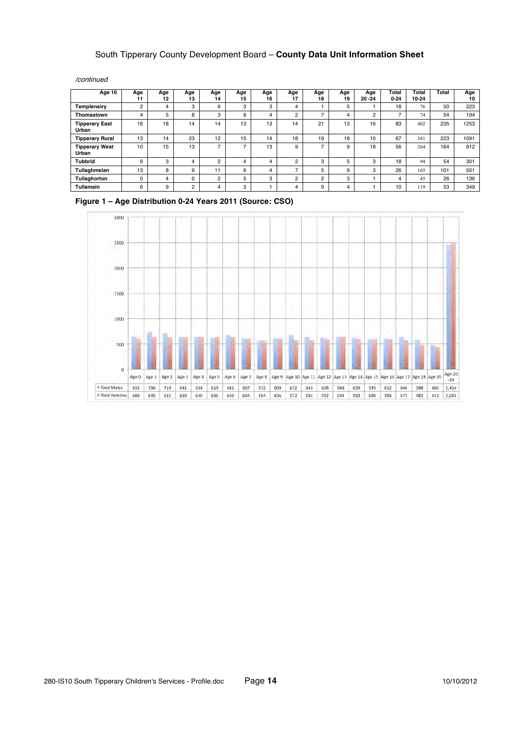*/continued*

| Age 10 | Age 11 | Age 12 | Age 13 | Age 14 | Age 15 | Age 16 | Age 17 | Age 18 | Age 19 | Age 20 -24 | Total 0-24 | Total 10-24 | Total | Age 10 |
|---|---|---|---|---|---|---|---|---|---|---|---|---|---|---|
| **Templeneiry** | 2 | 4 | 3 | 6 | 3 | 3 | 4 | 1 | 5 | 1 | 18 | 76 | 50 | 223 |
| **Thomastown** | 4 | 5 | 8 | 3 | 8 | 4 | 2 | 7 | 4 | 2 | 7 | 74 | 54 | 194 |
| **Tipperary East Urban** | 16 | 18 | 14 | 14 | 13 | 13 | 14 | 21 | 13 | 16 | 83 | 402 | 235 | 1253 |
| **Tipperary Rural** | 13 | 14 | 23 | 12 | 15 | 14 | 18 | 19 | 18 | 10 | 67 | 381 | 223 | 1091 |
| **Tipperary West Urban** | 10 | 15 | 13 | 7 | 7 | 13 | 9 | 7 | 9 | 18 | 56 | 264 | 164 | 912 |
| **Tubbrid** | 6 | 3 | 4 | 2 | 4 | 4 | 2 | 3 | 5 | 3 | 18 | 94 | 54 | 301 |
| **Tullaghmelan** | 13 | 8 | 9 | 11 | 6 | 4 | 7 | 5 | 9 | 3 | 26 | 165 | 101 | 501 |
| **Tullaghorton** | 0 | 4 | 0 | 2 | 5 | 3 | 2 | 2 | 3 | 1 | 4 | 45 | 26 | 136 |
| **Tullamain** | 6 | 9 | 2 | 4 | 3 | 1 | 4 | 9 | 4 | 1 | 10 | 119 | 53 | 349 |

**Figure 1 – Age Distribution 0-24 Years 2011 (Source: CSO)**

3000
2500
2000
1500
1000
500
0

Age 0, Age 1, Age 2, Age 3, Age 4, Age 5, Age 6, Age 7, Age 8, Age 9, Age 10, Age 11, Age 12, Age 13, Age 14, Age 15, Age 16, Age 17, Age 18, Age 19, Age 20 -24

Total Males: 655, 736, 719, 641, 638, 619, 681, 607, 572, 609, 672, 643, 628, 648, 629, 595, 612, 646, 588, 480, 2,454

Total Females: 600, 645, 633, 639, 640, 636, 640, 604, 564, 606, 572, 581, 592, 644, 592, 600, 595, 571, 482, 443, 2,503